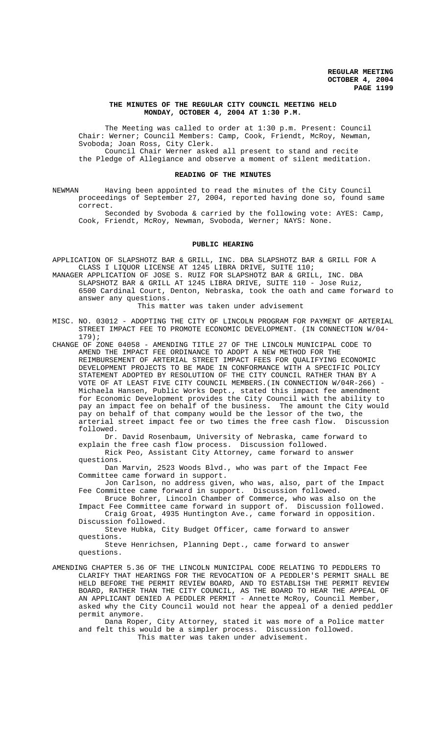**THE MINUTES OF THE REGULAR CITY COUNCIL MEETING HELD MONDAY, OCTOBER 4, 2004 AT 1:30 P.M.**

The Meeting was called to order at 1:30 p.m. Present: Council Chair: Werner; Council Members: Camp, Cook, Friendt, McRoy, Newman, Svoboda; Joan Ross, City Clerk.

Council Chair Werner asked all present to stand and recite the Pledge of Allegiance and observe a moment of silent meditation.

**READING OF THE MINUTES**

NEWMAN Having been appointed to read the minutes of the City Council proceedings of September 27, 2004, reported having done so, found same correct.

Seconded by Svoboda & carried by the following vote: AYES: Camp, Cook, Friendt, McRoy, Newman, Svoboda, Werner; NAYS: None.

**PUBLIC HEARING**

APPLICATION OF SLAPSHOTZ BAR & GRILL, INC. DBA SLAPSHOTZ BAR & GRILL FOR A CLASS I LIQUOR LICENSE AT 1245 LIBRA DRIVE, SUITE 110;

MANAGER APPLICATION OF JOSE S. RUIZ FOR SLAPSHOTZ BAR & GRILL, INC. DBA SLAPSHOTZ BAR & GRILL AT 1245 LIBRA DRIVE, SUITE 110 - Jose Ruiz, 6500 Cardinal Court, Denton, Nebraska, took the oath and came forward to answer any questions.

This matter was taken under advisement

MISC. NO. 03012 - ADOPTING THE CITY OF LINCOLN PROGRAM FOR PAYMENT OF ARTERIAL STREET IMPACT FEE TO PROMOTE ECONOMIC DEVELOPMENT. (IN CONNECTION W/04-179);

CHANGE OF ZONE 04058 - AMENDING TITLE 27 OF THE LINCOLN MUNICIPAL CODE TO AMEND THE IMPACT FEE ORDINANCE TO ADOPT A NEW METHOD FOR THE REIMBURSEMENT OF ARTERIAL STREET IMPACT FEES FOR QUALIFYING ECONOMIC DEVELOPMENT PROJECTS TO BE MADE IN CONFORMANCE WITH A SPECIFIC POLICY STATEMENT ADOPTED BY RESOLUTION OF THE CITY COUNCIL RATHER THAN BY A VOTE OF AT LEAST FIVE CITY COUNCIL MEMBERS.(IN CONNECTION W/04R-266) - Michaela Hansen, Public Works Dept., stated this impact fee amendment for Economic Development provides the City Council with the ability to pay an impact fee on behalf of the business. The amount the City would pay on behalf of that company would be the lessor of the two, the arterial street impact fee or two times the free cash flow. Discussion followed.

Dr. David Rosenbaum, University of Nebraska, came forward to explain the free cash flow process. Discussion followed.

Rick Peo, Assistant City Attorney, came forward to answer questions.

Dan Marvin, 2523 Woods Blvd., who was part of the Impact Fee Committee came forward in support.

Jon Carlson, no address given, who was, also, part of the Impact Fee Committee came forward in support. Discussion followed.

Bruce Bohrer, Lincoln Chamber of Commerce, who was also on the Impact Fee Committee came forward in support of. Discussion followed.

Craig Groat, 4935 Huntington Ave., came forward in opposition. Discussion followed.

Steve Hubka, City Budget Officer, came forward to answer questions.

Steve Henrichsen, Planning Dept., came forward to answer questions.

AMENDING CHAPTER 5.36 OF THE LINCOLN MUNICIPAL CODE RELATING TO PEDDLERS TO CLARIFY THAT HEARINGS FOR THE REVOCATION OF A PEDDLER'S PERMIT SHALL BE HELD BEFORE THE PERMIT REVIEW BOARD, AND TO ESTABLISH THE PERMIT REVIEW BOARD, RATHER THAN THE CITY COUNCIL, AS THE BOARD TO HEAR THE APPEAL OF AN APPLICANT DENIED A PEDDLER PERMIT - Annette McRoy, Council Member, asked why the City Council would not hear the appeal of a denied peddler permit anymore.

Dana Roper, City Attorney, stated it was more of a Police matter and felt this would be a simpler process. Discussion followed.

This matter was taken under advisement.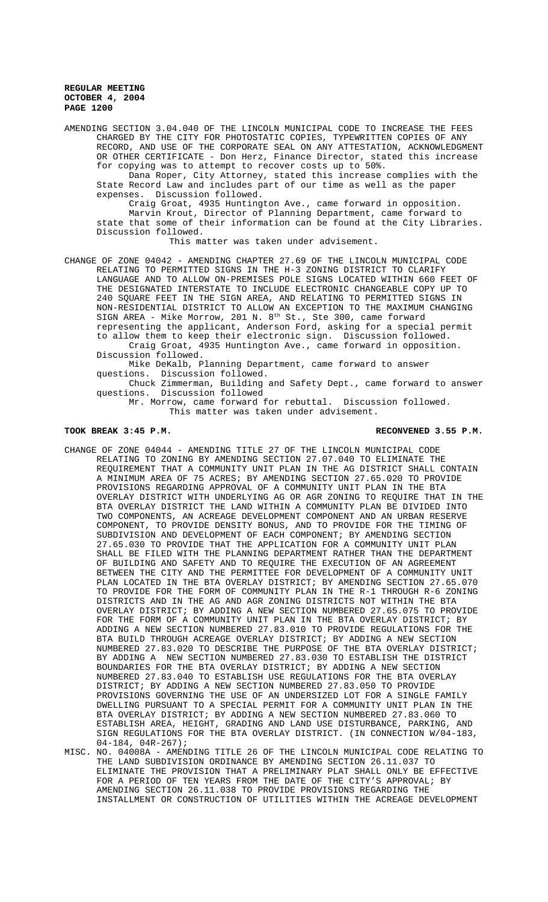AMENDING SECTION 3.04.040 OF THE LINCOLN MUNICIPAL CODE TO INCREASE THE FEES CHARGED BY THE CITY FOR PHOTOSTATIC COPIES, TYPEWRITTEN COPIES OF ANY RECORD, AND USE OF THE CORPORATE SEAL ON ANY ATTESTATION, ACKNOWLEDGMENT OR OTHER CERTIFICATE - Don Herz, Finance Director, stated this increase for copying was to attempt to recover costs up to 50%.

Dana Roper, City Attorney, stated this increase complies with the State Record Law and includes part of our time as well as the paper expenses. Discussion followed.

Craig Groat, 4935 Huntington Ave., came forward in opposition.

Marvin Krout, Director of Planning Department, came forward to state that some of their information can be found at the City Libraries. Discussion followed.

This matter was taken under advisement.

CHANGE OF ZONE 04042 - AMENDING CHAPTER 27.69 OF THE LINCOLN MUNICIPAL CODE RELATING TO PERMITTED SIGNS IN THE H-3 ZONING DISTRICT TO CLARIFY LANGUAGE AND TO ALLOW ON-PREMISES POLE SIGNS LOCATED WITHIN 660 FEET OF THE DESIGNATED INTERSTATE TO INCLUDE ELECTRONIC CHANGEABLE COPY UP TO 240 SQUARE FEET IN THE SIGN AREA, AND RELATING TO PERMITTED SIGNS IN NON-RESIDENTIAL DISTRICT TO ALLOW AN EXCEPTION TO THE MAXIMUM CHANGING SIGN AREA - Mike Morrow, 201 N. 8th St., Ste 300, came forward representing the applicant, Anderson Ford, asking for a special permit to allow them to keep their electronic sign. Discussion followed.

Craig Groat, 4935 Huntington Ave., came forward in opposition. Discussion followed.

Mike DeKalb, Planning Department, came forward to answer questions. Discussion followed.

Chuck Zimmerman, Building and Safety Dept., came forward to answer questions. Discussion followed

Mr. Morrow, came forward for rebuttal. Discussion followed.

This matter was taken under advisement.

**TOOK BREAK 3:45 P.M.** **RECONVENED 3.55 P.M.**

CHANGE OF ZONE 04044 - AMENDING TITLE 27 OF THE LINCOLN MUNICIPAL CODE RELATING TO ZONING BY AMENDING SECTION 27.07.040 TO ELIMINATE THE REQUIREMENT THAT A COMMUNITY UNIT PLAN IN THE AG DISTRICT SHALL CONTAIN A MINIMUM AREA OF 75 ACRES; BY AMENDING SECTION 27.65.020 TO PROVIDE PROVISIONS REGARDING APPROVAL OF A COMMUNITY UNIT PLAN IN THE BTA OVERLAY DISTRICT WITH UNDERLYING AG OR AGR ZONING TO REQUIRE THAT IN THE BTA OVERLAY DISTRICT THE LAND WITHIN A COMMUNITY PLAN BE DIVIDED INTO TWO COMPONENTS, AN ACREAGE DEVELOPMENT COMPONENT AND AN URBAN RESERVE COMPONENT, TO PROVIDE DENSITY BONUS, AND TO PROVIDE FOR THE TIMING OF SUBDIVISION AND DEVELOPMENT OF EACH COMPONENT; BY AMENDING SECTION 27.65.030 TO PROVIDE THAT THE APPLICATION FOR A COMMUNITY UNIT PLAN SHALL BE FILED WITH THE PLANNING DEPARTMENT RATHER THAN THE DEPARTMENT OF BUILDING AND SAFETY AND TO REQUIRE THE EXECUTION OF AN AGREEMENT BETWEEN THE CITY AND THE PERMITTEE FOR DEVELOPMENT OF A COMMUNITY UNIT PLAN LOCATED IN THE BTA OVERLAY DISTRICT; BY AMENDING SECTION 27.65.070 TO PROVIDE FOR THE FORM OF COMMUNITY PLAN IN THE R-1 THROUGH R-6 ZONING DISTRICTS AND IN THE AG AND AGR ZONING DISTRICTS NOT WITHIN THE BTA OVERLAY DISTRICT; BY ADDING A NEW SECTION NUMBERED 27.65.075 TO PROVIDE FOR THE FORM OF A COMMUNITY UNIT PLAN IN THE BTA OVERLAY DISTRICT; BY ADDING A NEW SECTION NUMBERED 27.83.010 TO PROVIDE REGULATIONS FOR THE BTA BUILD THROUGH ACREAGE OVERLAY DISTRICT; BY ADDING A NEW SECTION NUMBERED 27.83.020 TO DESCRIBE THE PURPOSE OF THE BTA OVERLAY DISTRICT; BY ADDING A NEW SECTION NUMBERED 27.83.030 TO ESTABLISH THE DISTRICT BOUNDARIES FOR THE BTA OVERLAY DISTRICT; BY ADDING A NEW SECTION NUMBERED 27.83.040 TO ESTABLISH USE REGULATIONS FOR THE BTA OVERLAY DISTRICT; BY ADDING A NEW SECTION NUMBERED 27.83.050 TO PROVIDE PROVISIONS GOVERNING THE USE OF AN UNDERSIZED LOT FOR A SINGLE FAMILY DWELLING PURSUANT TO A SPECIAL PERMIT FOR A COMMUNITY UNIT PLAN IN THE BTA OVERLAY DISTRICT; BY ADDING A NEW SECTION NUMBERED 27.83.060 TO ESTABLISH AREA, HEIGHT, GRADING AND LAND USE DISTURBANCE, PARKING, AND SIGN REGULATIONS FOR THE BTA OVERLAY DISTRICT. (IN CONNECTION W/04-183, 04-184, 04R-267);

MISC. NO. 04008A - AMENDING TITLE 26 OF THE LINCOLN MUNICIPAL CODE RELATING TO THE LAND SUBDIVISION ORDINANCE BY AMENDING SECTION 26.11.037 TO ELIMINATE THE PROVISION THAT A PRELIMINARY PLAT SHALL ONLY BE EFFECTIVE FOR A PERIOD OF TEN YEARS FROM THE DATE OF THE CITY'S APPROVAL; BY AMENDING SECTION 26.11.038 TO PROVIDE PROVISIONS REGARDING THE INSTALLMENT OR CONSTRUCTION OF UTILITIES WITHIN THE ACREAGE DEVELOPMENT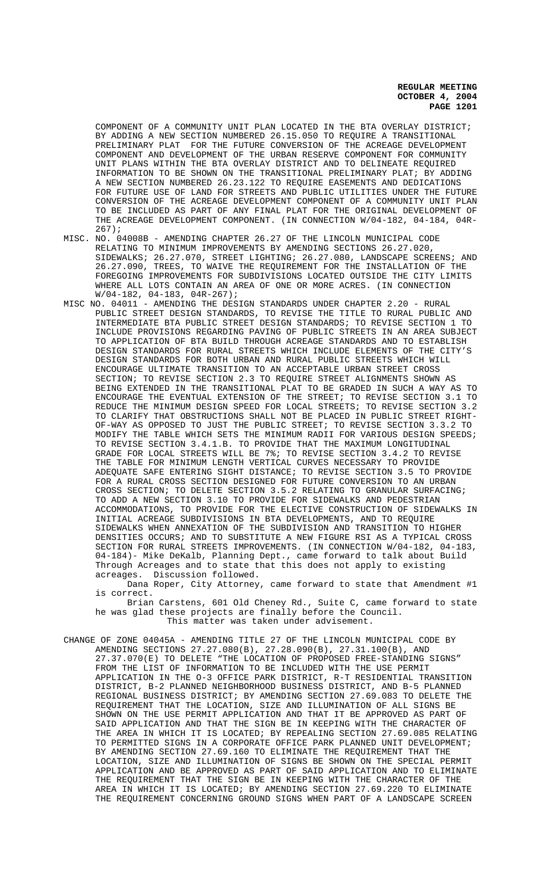COMPONENT OF A COMMUNITY UNIT PLAN LOCATED IN THE BTA OVERLAY DISTRICT; BY ADDING A NEW SECTION NUMBERED 26.15.050 TO REQUIRE A TRANSITIONAL PRELIMINARY PLAT FOR THE FUTURE CONVERSION OF THE ACREAGE DEVELOPMENT COMPONENT AND DEVELOPMENT OF THE URBAN RESERVE COMPONENT FOR COMMUNITY UNIT PLANS WITHIN THE BTA OVERLAY DISTRICT AND TO DELINEATE REQUIRED INFORMATION TO BE SHOWN ON THE TRANSITIONAL PRELIMINARY PLAT; BY ADDING A NEW SECTION NUMBERED 26.23.122 TO REQUIRE EASEMENTS AND DEDICATIONS FOR FUTURE USE OF LAND FOR STREETS AND PUBLIC UTILITIES UNDER THE FUTURE CONVERSION OF THE ACREAGE DEVELOPMENT COMPONENT OF A COMMUNITY UNIT PLAN TO BE INCLUDED AS PART OF ANY FINAL PLAT FOR THE ORIGINAL DEVELOPMENT OF THE ACREAGE DEVELOPMENT COMPONENT. (IN CONNECTION W/04-182, 04-184, 04R-267);

MISC. NO. 04008B - AMENDING CHAPTER 26.27 OF THE LINCOLN MUNICIPAL CODE RELATING TO MINIMUM IMPROVEMENTS BY AMENDING SECTIONS 26.27.020, SIDEWALKS; 26.27.070, STREET LIGHTING; 26.27.080, LANDSCAPE SCREENS; AND 26.27.090, TREES, TO WAIVE THE REQUIREMENT FOR THE INSTALLATION OF THE FOREGOING IMPROVEMENTS FOR SUBDIVISIONS LOCATED OUTSIDE THE CITY LIMITS WHERE ALL LOTS CONTAIN AN AREA OF ONE OR MORE ACRES. (IN CONNECTION W/04-182, 04-183, 04R-267);

MISC NO. 04011 - AMENDING THE DESIGN STANDARDS UNDER CHAPTER 2.20 - RURAL PUBLIC STREET DESIGN STANDARDS, TO REVISE THE TITLE TO RURAL PUBLIC AND INTERMEDIATE BTA PUBLIC STREET DESIGN STANDARDS; TO REVISE SECTION 1 TO INCLUDE PROVISIONS REGARDING PAVING OF PUBLIC STREETS IN AN AREA SUBJECT TO APPLICATION OF BTA BUILD THROUGH ACREAGE STANDARDS AND TO ESTABLISH DESIGN STANDARDS FOR RURAL STREETS WHICH INCLUDE ELEMENTS OF THE CITY'S DESIGN STANDARDS FOR BOTH URBAN AND RURAL PUBLIC STREETS WHICH WILL ENCOURAGE ULTIMATE TRANSITION TO AN ACCEPTABLE URBAN STREET CROSS SECTION; TO REVISE SECTION 2.3 TO REQUIRE STREET ALIGNMENTS SHOWN AS BEING EXTENDED IN THE TRANSITIONAL PLAT TO BE GRADED IN SUCH A WAY AS TO ENCOURAGE THE EVENTUAL EXTENSION OF THE STREET; TO REVISE SECTION 3.1 TO REDUCE THE MINIMUM DESIGN SPEED FOR LOCAL STREETS; TO REVISE SECTION 3.2 TO CLARIFY THAT OBSTRUCTIONS SHALL NOT BE PLACED IN PUBLIC STREET RIGHT-OF-WAY AS OPPOSED TO JUST THE PUBLIC STREET; TO REVISE SECTION 3.3.2 TO MODIFY THE TABLE WHICH SETS THE MINIMUM RADII FOR VARIOUS DESIGN SPEEDS; TO REVISE SECTION 3.4.1.B. TO PROVIDE THAT THE MAXIMUM LONGITUDINAL GRADE FOR LOCAL STREETS WILL BE 7%; TO REVISE SECTION 3.4.2 TO REVISE THE TABLE FOR MINIMUM LENGTH VERTICAL CURVES NECESSARY TO PROVIDE ADEQUATE SAFE ENTERING SIGHT DISTANCE; TO REVISE SECTION 3.5 TO PROVIDE FOR A RURAL CROSS SECTION DESIGNED FOR FUTURE CONVERSION TO AN URBAN CROSS SECTION; TO DELETE SECTION 3.5.2 RELATING TO GRANULAR SURFACING; TO ADD A NEW SECTION 3.10 TO PROVIDE FOR SIDEWALKS AND PEDESTRIAN ACCOMMODATIONS, TO PROVIDE FOR THE ELECTIVE CONSTRUCTION OF SIDEWALKS IN INITIAL ACREAGE SUBDIVISIONS IN BTA DEVELOPMENTS, AND TO REQUIRE SIDEWALKS WHEN ANNEXATION OF THE SUBDIVISION AND TRANSITION TO HIGHER DENSITIES OCCURS; AND TO SUBSTITUTE A NEW FIGURE RSI AS A TYPICAL CROSS SECTION FOR RURAL STREETS IMPROVEMENTS. (IN CONNECTION W/04-182, 04-183, 04-184)- Mike DeKalb, Planning Dept., came forward to talk about Build Through Acreages and to state that this does not apply to existing acreages. Discussion followed.

Dana Roper, City Attorney, came forward to state that Amendment #1 is correct.

Brian Carstens, 601 Old Cheney Rd., Suite C, came forward to state he was glad these projects are finally before the Council.

This matter was taken under advisement.

CHANGE OF ZONE 04045A - AMENDING TITLE 27 OF THE LINCOLN MUNICIPAL CODE BY AMENDING SECTIONS 27.27.080(B), 27.28.090(B), 27.31.100(B), AND 27.37.070(E) TO DELETE "THE LOCATION OF PROPOSED FREE-STANDING SIGNS" FROM THE LIST OF INFORMATION TO BE INCLUDED WITH THE USE PERMIT APPLICATION IN THE O-3 OFFICE PARK DISTRICT, R-T RESIDENTIAL TRANSITION DISTRICT, B-2 PLANNED NEIGHBORHOOD BUSINESS DISTRICT, AND B-5 PLANNED REGIONAL BUSINESS DISTRICT; BY AMENDING SECTION 27.69.083 TO DELETE THE REQUIREMENT THAT THE LOCATION, SIZE AND ILLUMINATION OF ALL SIGNS BE SHOWN ON THE USE PERMIT APPLICATION AND THAT IT BE APPROVED AS PART OF SAID APPLICATION AND THAT THE SIGN BE IN KEEPING WITH THE CHARACTER OF THE AREA IN WHICH IT IS LOCATED; BY REPEALING SECTION 27.69.085 RELATING TO PERMITTED SIGNS IN A CORPORATE OFFICE PARK PLANNED UNIT DEVELOPMENT; BY AMENDING SECTION 27.69.160 TO ELIMINATE THE REQUIREMENT THAT THE LOCATION, SIZE AND ILLUMINATION OF SIGNS BE SHOWN ON THE SPECIAL PERMIT APPLICATION AND BE APPROVED AS PART OF SAID APPLICATION AND TO ELIMINATE THE REQUIREMENT THAT THE SIGN BE IN KEEPING WITH THE CHARACTER OF THE AREA IN WHICH IT IS LOCATED; BY AMENDING SECTION 27.69.220 TO ELIMINATE THE REQUIREMENT CONCERNING GROUND SIGNS WHEN PART OF A LANDSCAPE SCREEN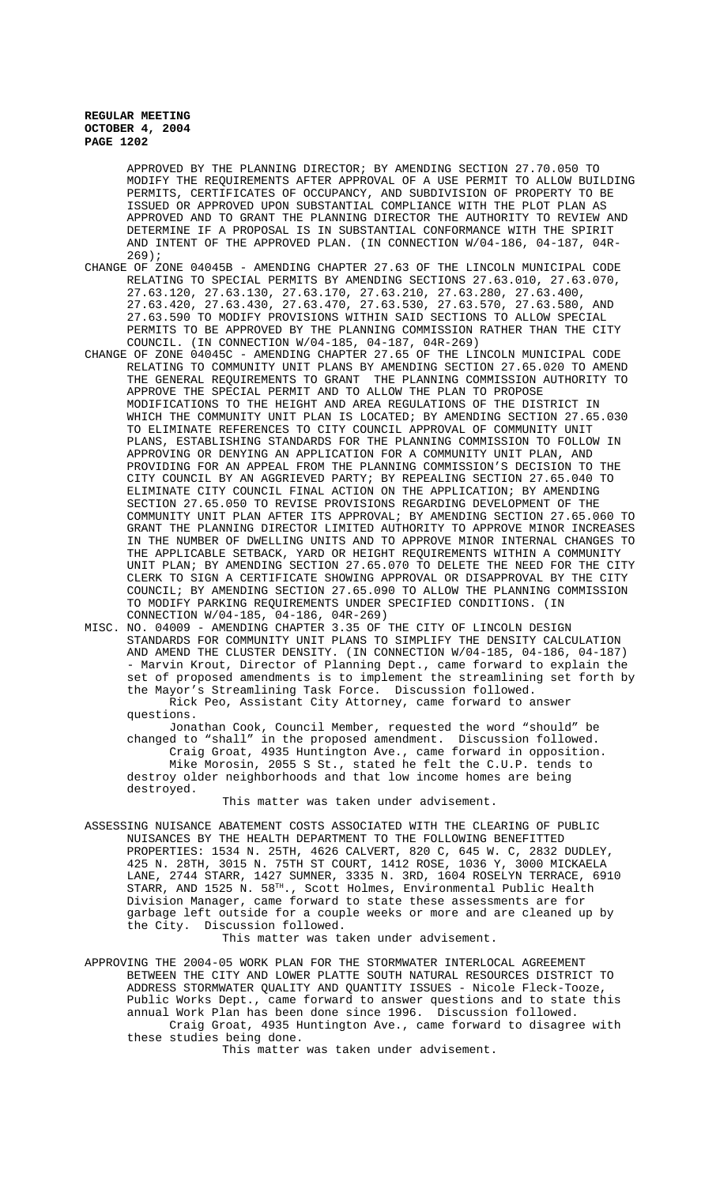APPROVED BY THE PLANNING DIRECTOR; BY AMENDING SECTION 27.70.050 TO MODIFY THE REQUIREMENTS AFTER APPROVAL OF A USE PERMIT TO ALLOW BUILDING PERMITS, CERTIFICATES OF OCCUPANCY, AND SUBDIVISION OF PROPERTY TO BE ISSUED OR APPROVED UPON SUBSTANTIAL COMPLIANCE WITH THE PLOT PLAN AS APPROVED AND TO GRANT THE PLANNING DIRECTOR THE AUTHORITY TO REVIEW AND DETERMINE IF A PROPOSAL IS IN SUBSTANTIAL CONFORMANCE WITH THE SPIRIT AND INTENT OF THE APPROVED PLAN. (IN CONNECTION W/04-186, 04-187, 04R-269);

CHANGE OF ZONE 04045B - AMENDING CHAPTER 27.63 OF THE LINCOLN MUNICIPAL CODE RELATING TO SPECIAL PERMITS BY AMENDING SECTIONS 27.63.010, 27.63.070, 27.63.120, 27.63.130, 27.63.170, 27.63.210, 27.63.280, 27.63.400, 27.63.420, 27.63.430, 27.63.470, 27.63.530, 27.63.570, 27.63.580, AND 27.63.590 TO MODIFY PROVISIONS WITHIN SAID SECTIONS TO ALLOW SPECIAL PERMITS TO BE APPROVED BY THE PLANNING COMMISSION RATHER THAN THE CITY COUNCIL. (IN CONNECTION W/04-185, 04-187, 04R-269)

CHANGE OF ZONE 04045C - AMENDING CHAPTER 27.65 OF THE LINCOLN MUNICIPAL CODE RELATING TO COMMUNITY UNIT PLANS BY AMENDING SECTION 27.65.020 TO AMEND THE GENERAL REQUIREMENTS TO GRANT THE PLANNING COMMISSION AUTHORITY TO APPROVE THE SPECIAL PERMIT AND TO ALLOW THE PLAN TO PROPOSE MODIFICATIONS TO THE HEIGHT AND AREA REGULATIONS OF THE DISTRICT IN WHICH THE COMMUNITY UNIT PLAN IS LOCATED; BY AMENDING SECTION 27.65.030 TO ELIMINATE REFERENCES TO CITY COUNCIL APPROVAL OF COMMUNITY UNIT PLANS, ESTABLISHING STANDARDS FOR THE PLANNING COMMISSION TO FOLLOW IN APPROVING OR DENYING AN APPLICATION FOR A COMMUNITY UNIT PLAN, AND PROVIDING FOR AN APPEAL FROM THE PLANNING COMMISSION'S DECISION TO THE CITY COUNCIL BY AN AGGRIEVED PARTY; BY REPEALING SECTION 27.65.040 TO ELIMINATE CITY COUNCIL FINAL ACTION ON THE APPLICATION; BY AMENDING SECTION 27.65.050 TO REVISE PROVISIONS REGARDING DEVELOPMENT OF THE COMMUNITY UNIT PLAN AFTER ITS APPROVAL; BY AMENDING SECTION 27.65.060 TO GRANT THE PLANNING DIRECTOR LIMITED AUTHORITY TO APPROVE MINOR INCREASES IN THE NUMBER OF DWELLING UNITS AND TO APPROVE MINOR INTERNAL CHANGES TO THE APPLICABLE SETBACK, YARD OR HEIGHT REQUIREMENTS WITHIN A COMMUNITY UNIT PLAN; BY AMENDING SECTION 27.65.070 TO DELETE THE NEED FOR THE CITY CLERK TO SIGN A CERTIFICATE SHOWING APPROVAL OR DISAPPROVAL BY THE CITY COUNCIL; BY AMENDING SECTION 27.65.090 TO ALLOW THE PLANNING COMMISSION TO MODIFY PARKING REQUIREMENTS UNDER SPECIFIED CONDITIONS. (IN CONNECTION W/04-185, 04-186, 04R-269)

MISC. NO. 04009 - AMENDING CHAPTER 3.35 OF THE CITY OF LINCOLN DESIGN STANDARDS FOR COMMUNITY UNIT PLANS TO SIMPLIFY THE DENSITY CALCULATION AND AMEND THE CLUSTER DENSITY. (IN CONNECTION W/04-185, 04-186, 04-187) - Marvin Krout, Director of Planning Dept., came forward to explain the set of proposed amendments is to implement the streamlining set forth by the Mayor's Streamlining Task Force. Discussion followed.

Rick Peo, Assistant City Attorney, came forward to answer questions.

Jonathan Cook, Council Member, requested the word "should" be changed to "shall" in the proposed amendment. Discussion followed.

Craig Groat, 4935 Huntington Ave., came forward in opposition.

Mike Morosin, 2055 S St., stated he felt the C.U.P. tends to destroy older neighborhoods and that low income homes are being destroyed.

This matter was taken under advisement.

ASSESSING NUISANCE ABATEMENT COSTS ASSOCIATED WITH THE CLEARING OF PUBLIC NUISANCES BY THE HEALTH DEPARTMENT TO THE FOLLOWING BENEFITTED PROPERTIES: 1534 N. 25TH, 4626 CALVERT, 820 C, 645 W. C, 2832 DUDLEY, 425 N. 28TH, 3015 N. 75TH ST COURT, 1412 ROSE, 1036 Y, 3000 MICKAELA LANE, 2744 STARR, 1427 SUMNER, 3335 N. 3RD, 1604 ROSELYN TERRACE, 6910 STARR, AND 1525 N. 58TH., Scott Holmes, Environmental Public Health Division Manager, came forward to state these assessments are for garbage left outside for a couple weeks or more and are cleaned up by the City. Discussion followed.

This matter was taken under advisement.

APPROVING THE 2004-05 WORK PLAN FOR THE STORMWATER INTERLOCAL AGREEMENT BETWEEN THE CITY AND LOWER PLATTE SOUTH NATURAL RESOURCES DISTRICT TO ADDRESS STORMWATER QUALITY AND QUANTITY ISSUES - Nicole Fleck-Tooze, Public Works Dept., came forward to answer questions and to state this annual Work Plan has been done since 1996. Discussion followed.

Craig Groat, 4935 Huntington Ave., came forward to disagree with these studies being done.

This matter was taken under advisement.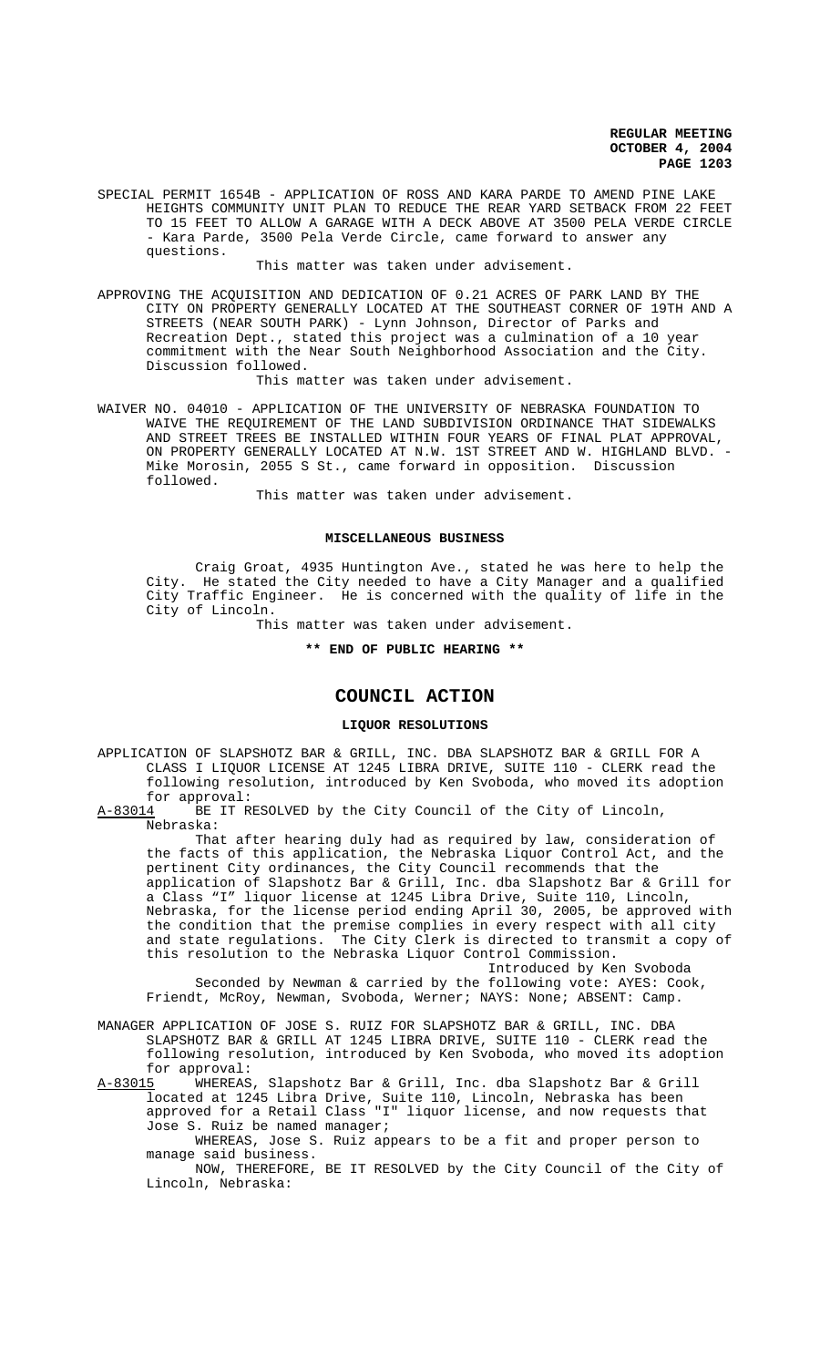SPECIAL PERMIT 1654B - APPLICATION OF ROSS AND KARA PARDE TO AMEND PINE LAKE HEIGHTS COMMUNITY UNIT PLAN TO REDUCE THE REAR YARD SETBACK FROM 22 FEET TO 15 FEET TO ALLOW A GARAGE WITH A DECK ABOVE AT 3500 PELA VERDE CIRCLE - Kara Parde, 3500 Pela Verde Circle, came forward to answer any questions.

This matter was taken under advisement.

APPROVING THE ACQUISITION AND DEDICATION OF 0.21 ACRES OF PARK LAND BY THE CITY ON PROPERTY GENERALLY LOCATED AT THE SOUTHEAST CORNER OF 19TH AND A STREETS (NEAR SOUTH PARK) - Lynn Johnson, Director of Parks and Recreation Dept., stated this project was a culmination of a 10 year commitment with the Near South Neighborhood Association and the City. Discussion followed.

This matter was taken under advisement.

WAIVER NO. 04010 - APPLICATION OF THE UNIVERSITY OF NEBRASKA FOUNDATION TO WAIVE THE REQUIREMENT OF THE LAND SUBDIVISION ORDINANCE THAT SIDEWALKS AND STREET TREES BE INSTALLED WITHIN FOUR YEARS OF FINAL PLAT APPROVAL, ON PROPERTY GENERALLY LOCATED AT N.W. 1ST STREET AND W. HIGHLAND BLVD. - Mike Morosin, 2055 S St., came forward in opposition. Discussion followed.

This matter was taken under advisement.

**MISCELLANEOUS BUSINESS**

Craig Groat, 4935 Huntington Ave., stated he was here to help the City. He stated the City needed to have a City Manager and a qualified City Traffic Engineer. He is concerned with the quality of life in the City of Lincoln.

This matter was taken under advisement.

**\*\* END OF PUBLIC HEARING \*\***

## COUNCIL ACTION

**LIQUOR RESOLUTIONS**

APPLICATION OF SLAPSHOTZ BAR & GRILL, INC. DBA SLAPSHOTZ BAR & GRILL FOR A CLASS I LIQUOR LICENSE AT 1245 LIBRA DRIVE, SUITE 110 - CLERK read the following resolution, introduced by Ken Svoboda, who moved its adoption for approval:

A-83014 BE IT RESOLVED by the City Council of the City of Lincoln, Nebraska:

That after hearing duly had as required by law, consideration of the facts of this application, the Nebraska Liquor Control Act, and the pertinent City ordinances, the City Council recommends that the application of Slapshotz Bar & Grill, Inc. dba Slapshotz Bar & Grill for a Class "I" liquor license at 1245 Libra Drive, Suite 110, Lincoln, Nebraska, for the license period ending April 30, 2005, be approved with the condition that the premise complies in every respect with all city and state regulations. The City Clerk is directed to transmit a copy of this resolution to the Nebraska Liquor Control Commission.

Introduced by Ken Svoboda

Seconded by Newman & carried by the following vote: AYES: Cook, Friendt, McRoy, Newman, Svoboda, Werner; NAYS: None; ABSENT: Camp.

MANAGER APPLICATION OF JOSE S. RUIZ FOR SLAPSHOTZ BAR & GRILL, INC. DBA SLAPSHOTZ BAR & GRILL AT 1245 LIBRA DRIVE, SUITE 110 - CLERK read the following resolution, introduced by Ken Svoboda, who moved its adoption for approval:

A-83015 WHEREAS, Slapshotz Bar & Grill, Inc. dba Slapshotz Bar & Grill located at 1245 Libra Drive, Suite 110, Lincoln, Nebraska has been approved for a Retail Class "I" liquor license, and now requests that Jose S. Ruiz be named manager;

WHEREAS, Jose S. Ruiz appears to be a fit and proper person to manage said business.

NOW, THEREFORE, BE IT RESOLVED by the City Council of the City of Lincoln, Nebraska: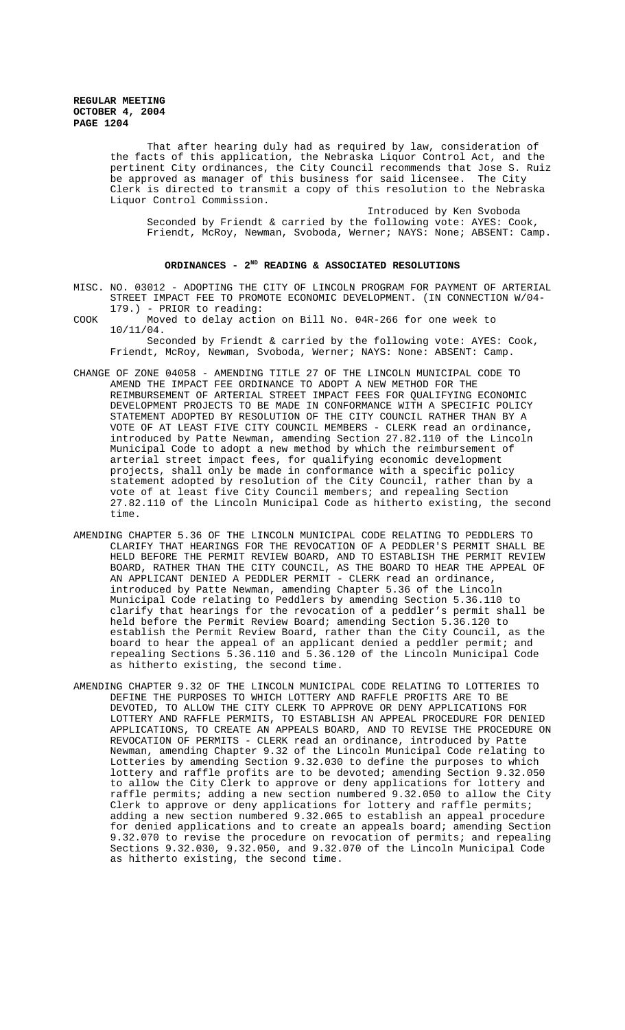That after hearing duly had as required by law, consideration of the facts of this application, the Nebraska Liquor Control Act, and the pertinent City ordinances, the City Council recommends that Jose S. Ruiz be approved as manager of this business for said licensee. The City Clerk is directed to transmit a copy of this resolution to the Nebraska Liquor Control Commission.

Introduced by Ken Svoboda

Seconded by Friendt & carried by the following vote: AYES: Cook, Friendt, McRoy, Newman, Svoboda, Werner; NAYS: None; ABSENT: Camp.

## ORDINANCES - 2[ND] READING & ASSOCIATED RESOLUTIONS

MISC. NO. 03012 - ADOPTING THE CITY OF LINCOLN PROGRAM FOR PAYMENT OF ARTERIAL STREET IMPACT FEE TO PROMOTE ECONOMIC DEVELOPMENT. (IN CONNECTION W/04-179.) - PRIOR to reading:

COOK Moved to delay action on Bill No. 04R-266 for one week to 10/11/04.

Seconded by Friendt & carried by the following vote: AYES: Cook, Friendt, McRoy, Newman, Svoboda, Werner; NAYS: None: ABSENT: Camp.

CHANGE OF ZONE 04058 - AMENDING TITLE 27 OF THE LINCOLN MUNICIPAL CODE TO AMEND THE IMPACT FEE ORDINANCE TO ADOPT A NEW METHOD FOR THE REIMBURSEMENT OF ARTERIAL STREET IMPACT FEES FOR QUALIFYING ECONOMIC DEVELOPMENT PROJECTS TO BE MADE IN CONFORMANCE WITH A SPECIFIC POLICY STATEMENT ADOPTED BY RESOLUTION OF THE CITY COUNCIL RATHER THAN BY A VOTE OF AT LEAST FIVE CITY COUNCIL MEMBERS - CLERK read an ordinance, introduced by Patte Newman, amending Section 27.82.110 of the Lincoln Municipal Code to adopt a new method by which the reimbursement of arterial street impact fees, for qualifying economic development projects, shall only be made in conformance with a specific policy statement adopted by resolution of the City Council, rather than by a vote of at least five City Council members; and repealing Section 27.82.110 of the Lincoln Municipal Code as hitherto existing, the second time.

AMENDING CHAPTER 5.36 OF THE LINCOLN MUNICIPAL CODE RELATING TO PEDDLERS TO CLARIFY THAT HEARINGS FOR THE REVOCATION OF A PEDDLER'S PERMIT SHALL BE HELD BEFORE THE PERMIT REVIEW BOARD, AND TO ESTABLISH THE PERMIT REVIEW BOARD, RATHER THAN THE CITY COUNCIL, AS THE BOARD TO HEAR THE APPEAL OF AN APPLICANT DENIED A PEDDLER PERMIT - CLERK read an ordinance, introduced by Patte Newman, amending Chapter 5.36 of the Lincoln Municipal Code relating to Peddlers by amending Section 5.36.110 to clarify that hearings for the revocation of a peddler's permit shall be held before the Permit Review Board; amending Section 5.36.120 to establish the Permit Review Board, rather than the City Council, as the board to hear the appeal of an applicant denied a peddler permit; and repealing Sections 5.36.110 and 5.36.120 of the Lincoln Municipal Code as hitherto existing, the second time.

AMENDING CHAPTER 9.32 OF THE LINCOLN MUNICIPAL CODE RELATING TO LOTTERIES TO DEFINE THE PURPOSES TO WHICH LOTTERY AND RAFFLE PROFITS ARE TO BE DEVOTED, TO ALLOW THE CITY CLERK TO APPROVE OR DENY APPLICATIONS FOR LOTTERY AND RAFFLE PERMITS, TO ESTABLISH AN APPEAL PROCEDURE FOR DENIED APPLICATIONS, TO CREATE AN APPEALS BOARD, AND TO REVISE THE PROCEDURE ON REVOCATION OF PERMITS - CLERK read an ordinance, introduced by Patte Newman, amending Chapter 9.32 of the Lincoln Municipal Code relating to Lotteries by amending Section 9.32.030 to define the purposes to which lottery and raffle profits are to be devoted; amending Section 9.32.050 to allow the City Clerk to approve or deny applications for lottery and raffle permits; adding a new section numbered 9.32.050 to allow the City Clerk to approve or deny applications for lottery and raffle permits; adding a new section numbered 9.32.065 to establish an appeal procedure for denied applications and to create an appeals board; amending Section 9.32.070 to revise the procedure on revocation of permits; and repealing Sections 9.32.030, 9.32.050, and 9.32.070 of the Lincoln Municipal Code as hitherto existing, the second time.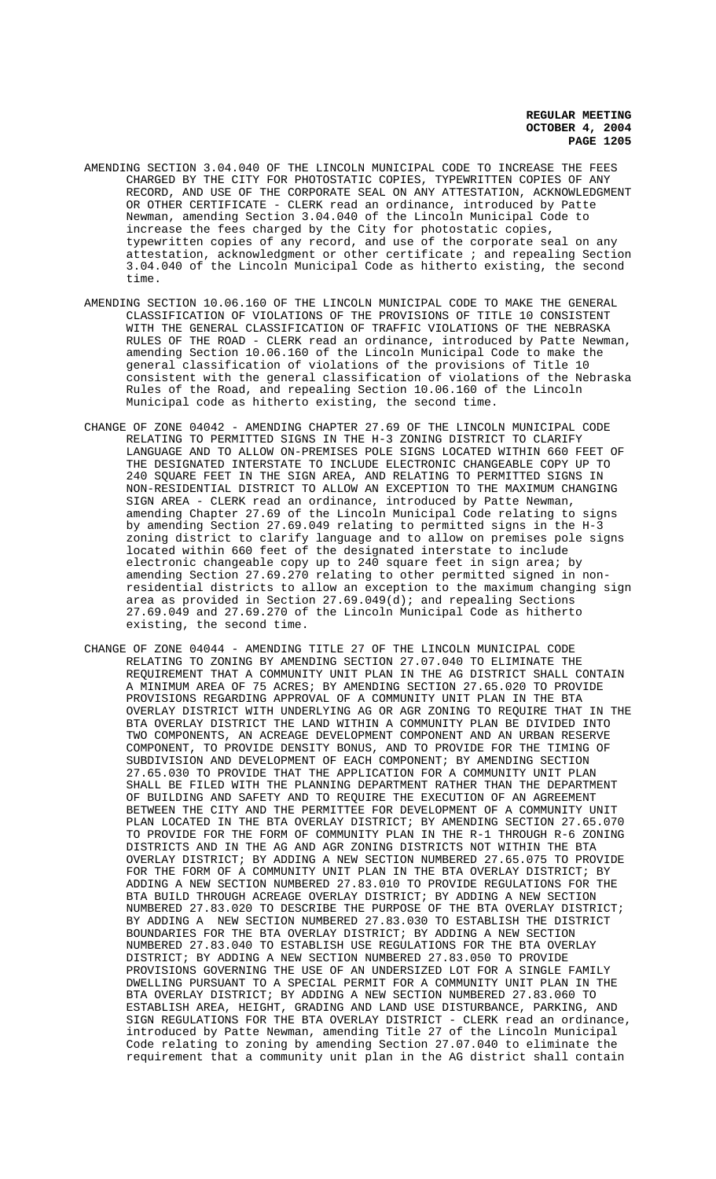AMENDING SECTION 3.04.040 OF THE LINCOLN MUNICIPAL CODE TO INCREASE THE FEES CHARGED BY THE CITY FOR PHOTOSTATIC COPIES, TYPEWRITTEN COPIES OF ANY RECORD, AND USE OF THE CORPORATE SEAL ON ANY ATTESTATION, ACKNOWLEDGMENT OR OTHER CERTIFICATE - CLERK read an ordinance, introduced by Patte Newman, amending Section 3.04.040 of the Lincoln Municipal Code to increase the fees charged by the City for photostatic copies, typewritten copies of any record, and use of the corporate seal on any attestation, acknowledgment or other certificate ; and repealing Section 3.04.040 of the Lincoln Municipal Code as hitherto existing, the second time.

AMENDING SECTION 10.06.160 OF THE LINCOLN MUNICIPAL CODE TO MAKE THE GENERAL CLASSIFICATION OF VIOLATIONS OF THE PROVISIONS OF TITLE 10 CONSISTENT WITH THE GENERAL CLASSIFICATION OF TRAFFIC VIOLATIONS OF THE NEBRASKA RULES OF THE ROAD - CLERK read an ordinance, introduced by Patte Newman, amending Section 10.06.160 of the Lincoln Municipal Code to make the general classification of violations of the provisions of Title 10 consistent with the general classification of violations of the Nebraska Rules of the Road, and repealing Section 10.06.160 of the Lincoln Municipal code as hitherto existing, the second time.

CHANGE OF ZONE 04042 - AMENDING CHAPTER 27.69 OF THE LINCOLN MUNICIPAL CODE RELATING TO PERMITTED SIGNS IN THE H-3 ZONING DISTRICT TO CLARIFY LANGUAGE AND TO ALLOW ON-PREMISES POLE SIGNS LOCATED WITHIN 660 FEET OF THE DESIGNATED INTERSTATE TO INCLUDE ELECTRONIC CHANGEABLE COPY UP TO 240 SQUARE FEET IN THE SIGN AREA, AND RELATING TO PERMITTED SIGNS IN NON-RESIDENTIAL DISTRICT TO ALLOW AN EXCEPTION TO THE MAXIMUM CHANGING SIGN AREA - CLERK read an ordinance, introduced by Patte Newman, amending Chapter 27.69 of the Lincoln Municipal Code relating to signs by amending Section 27.69.049 relating to permitted signs in the H-3 zoning district to clarify language and to allow on premises pole signs located within 660 feet of the designated interstate to include electronic changeable copy up to 240 square feet in sign area; by amending Section 27.69.270 relating to other permitted signed in non-residential districts to allow an exception to the maximum changing sign area as provided in Section 27.69.049(d); and repealing Sections 27.69.049 and 27.69.270 of the Lincoln Municipal Code as hitherto existing, the second time.

CHANGE OF ZONE 04044 - AMENDING TITLE 27 OF THE LINCOLN MUNICIPAL CODE RELATING TO ZONING BY AMENDING SECTION 27.07.040 TO ELIMINATE THE REQUIREMENT THAT A COMMUNITY UNIT PLAN IN THE AG DISTRICT SHALL CONTAIN A MINIMUM AREA OF 75 ACRES; BY AMENDING SECTION 27.65.020 TO PROVIDE PROVISIONS REGARDING APPROVAL OF A COMMUNITY UNIT PLAN IN THE BTA OVERLAY DISTRICT WITH UNDERLYING AG OR AGR ZONING TO REQUIRE THAT IN THE BTA OVERLAY DISTRICT THE LAND WITHIN A COMMUNITY PLAN BE DIVIDED INTO TWO COMPONENTS, AN ACREAGE DEVELOPMENT COMPONENT AND AN URBAN RESERVE COMPONENT, TO PROVIDE DENSITY BONUS, AND TO PROVIDE FOR THE TIMING OF SUBDIVISION AND DEVELOPMENT OF EACH COMPONENT; BY AMENDING SECTION 27.65.030 TO PROVIDE THAT THE APPLICATION FOR A COMMUNITY UNIT PLAN SHALL BE FILED WITH THE PLANNING DEPARTMENT RATHER THAN THE DEPARTMENT OF BUILDING AND SAFETY AND TO REQUIRE THE EXECUTION OF AN AGREEMENT BETWEEN THE CITY AND THE PERMITTEE FOR DEVELOPMENT OF A COMMUNITY UNIT PLAN LOCATED IN THE BTA OVERLAY DISTRICT; BY AMENDING SECTION 27.65.070 TO PROVIDE FOR THE FORM OF COMMUNITY PLAN IN THE R-1 THROUGH R-6 ZONING DISTRICTS AND IN THE AG AND AGR ZONING DISTRICTS NOT WITHIN THE BTA OVERLAY DISTRICT; BY ADDING A NEW SECTION NUMBERED 27.65.075 TO PROVIDE FOR THE FORM OF A COMMUNITY UNIT PLAN IN THE BTA OVERLAY DISTRICT; BY ADDING A NEW SECTION NUMBERED 27.83.010 TO PROVIDE REGULATIONS FOR THE BTA BUILD THROUGH ACREAGE OVERLAY DISTRICT; BY ADDING A NEW SECTION NUMBERED 27.83.020 TO DESCRIBE THE PURPOSE OF THE BTA OVERLAY DISTRICT; BY ADDING A NEW SECTION NUMBERED 27.83.030 TO ESTABLISH THE DISTRICT BOUNDARIES FOR THE BTA OVERLAY DISTRICT; BY ADDING A NEW SECTION NUMBERED 27.83.040 TO ESTABLISH USE REGULATIONS FOR THE BTA OVERLAY DISTRICT; BY ADDING A NEW SECTION NUMBERED 27.83.050 TO PROVIDE PROVISIONS GOVERNING THE USE OF AN UNDERSIZED LOT FOR A SINGLE FAMILY DWELLING PURSUANT TO A SPECIAL PERMIT FOR A COMMUNITY UNIT PLAN IN THE BTA OVERLAY DISTRICT; BY ADDING A NEW SECTION NUMBERED 27.83.060 TO ESTABLISH AREA, HEIGHT, GRADING AND LAND USE DISTURBANCE, PARKING, AND SIGN REGULATIONS FOR THE BTA OVERLAY DISTRICT - CLERK read an ordinance, introduced by Patte Newman, amending Title 27 of the Lincoln Municipal Code relating to zoning by amending Section 27.07.040 to eliminate the requirement that a community unit plan in the AG district shall contain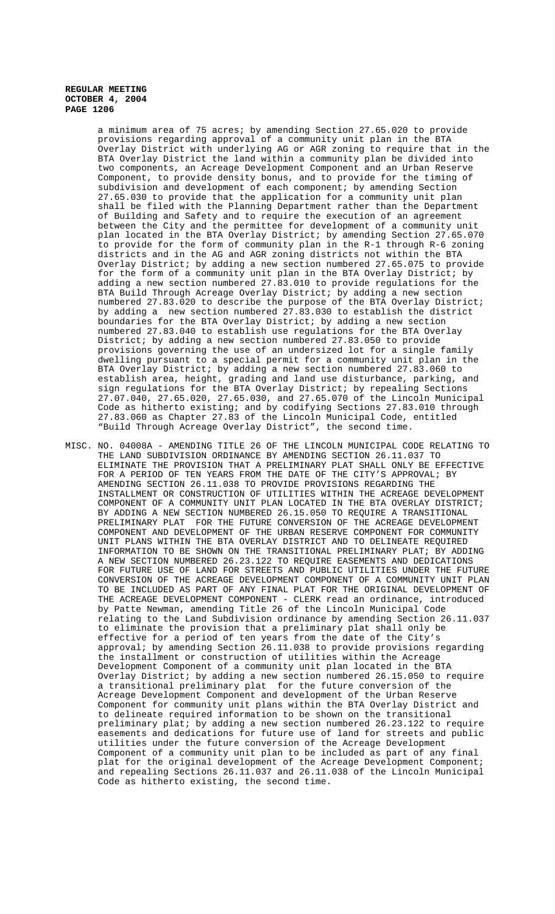a minimum area of 75 acres; by amending Section 27.65.020 to provide provisions regarding approval of a community unit plan in the BTA Overlay District with underlying AG or AGR zoning to require that in the BTA Overlay District the land within a community plan be divided into two components, an Acreage Development Component and an Urban Reserve Component, to provide density bonus, and to provide for the timing of subdivision and development of each component; by amending Section 27.65.030 to provide that the application for a community unit plan shall be filed with the Planning Department rather than the Department of Building and Safety and to require the execution of an agreement between the City and the permittee for development of a community unit plan located in the BTA Overlay District; by amending Section 27.65.070 to provide for the form of community plan in the R-1 through R-6 zoning districts and in the AG and AGR zoning districts not within the BTA Overlay District; by adding a new section numbered 27.65.075 to provide for the form of a community unit plan in the BTA Overlay District; by adding a new section numbered 27.83.010 to provide regulations for the BTA Build Through Acreage Overlay District; by adding a new section numbered 27.83.020 to describe the purpose of the BTA Overlay District; by adding a new section numbered 27.83.030 to establish the district boundaries for the BTA Overlay District; by adding a new section numbered 27.83.040 to establish use regulations for the BTA Overlay District; by adding a new section numbered 27.83.050 to provide provisions governing the use of an undersized lot for a single family dwelling pursuant to a special permit for a community unit plan in the BTA Overlay District; by adding a new section numbered 27.83.060 to establish area, height, grading and land use disturbance, parking, and sign regulations for the BTA Overlay District; by repealing Sections 27.07.040, 27.65.020, 27.65.030, and 27.65.070 of the Lincoln Municipal Code as hitherto existing; and by codifying Sections 27.83.010 through 27.83.060 as Chapter 27.83 of the Lincoln Municipal Code, entitled "Build Through Acreage Overlay District", the second time.

MISC. NO. 04008A - AMENDING TITLE 26 OF THE LINCOLN MUNICIPAL CODE RELATING TO THE LAND SUBDIVISION ORDINANCE BY AMENDING SECTION 26.11.037 TO ELIMINATE THE PROVISION THAT A PRELIMINARY PLAT SHALL ONLY BE EFFECTIVE FOR A PERIOD OF TEN YEARS FROM THE DATE OF THE CITY'S APPROVAL; BY AMENDING SECTION 26.11.038 TO PROVIDE PROVISIONS REGARDING THE INSTALLMENT OR CONSTRUCTION OF UTILITIES WITHIN THE ACREAGE DEVELOPMENT COMPONENT OF A COMMUNITY UNIT PLAN LOCATED IN THE BTA OVERLAY DISTRICT; BY ADDING A NEW SECTION NUMBERED 26.15.050 TO REQUIRE A TRANSITIONAL PRELIMINARY PLAT FOR THE FUTURE CONVERSION OF THE ACREAGE DEVELOPMENT COMPONENT AND DEVELOPMENT OF THE URBAN RESERVE COMPONENT FOR COMMUNITY UNIT PLANS WITHIN THE BTA OVERLAY DISTRICT AND TO DELINEATE REQUIRED INFORMATION TO BE SHOWN ON THE TRANSITIONAL PRELIMINARY PLAT; BY ADDING A NEW SECTION NUMBERED 26.23.122 TO REQUIRE EASEMENTS AND DEDICATIONS FOR FUTURE USE OF LAND FOR STREETS AND PUBLIC UTILITIES UNDER THE FUTURE CONVERSION OF THE ACREAGE DEVELOPMENT COMPONENT OF A COMMUNITY UNIT PLAN TO BE INCLUDED AS PART OF ANY FINAL PLAT FOR THE ORIGINAL DEVELOPMENT OF THE ACREAGE DEVELOPMENT COMPONENT - CLERK read an ordinance, introduced by Patte Newman, amending Title 26 of the Lincoln Municipal Code relating to the Land Subdivision ordinance by amending Section 26.11.037 to eliminate the provision that a preliminary plat shall only be effective for a period of ten years from the date of the City's approval; by amending Section 26.11.038 to provide provisions regarding the installment or construction of utilities within the Acreage Development Component of a community unit plan located in the BTA Overlay District; by adding a new section numbered 26.15.050 to require a transitional preliminary plat for the future conversion of the Acreage Development Component and development of the Urban Reserve Component for community unit plans within the BTA Overlay District and to delineate required information to be shown on the transitional preliminary plat; by adding a new section numbered 26.23.122 to require easements and dedications for future use of land for streets and public utilities under the future conversion of the Acreage Development Component of a community unit plan to be included as part of any final plat for the original development of the Acreage Development Component; and repealing Sections 26.11.037 and 26.11.038 of the Lincoln Municipal Code as hitherto existing, the second time.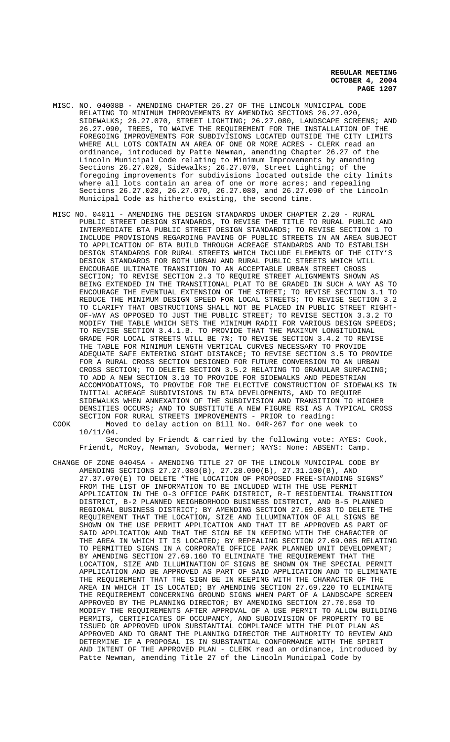MISC. NO. 04008B - AMENDING CHAPTER 26.27 OF THE LINCOLN MUNICIPAL CODE RELATING TO MINIMUM IMPROVEMENTS BY AMENDING SECTIONS 26.27.020, SIDEWALKS; 26.27.070, STREET LIGHTING; 26.27.080, LANDSCAPE SCREENS; AND 26.27.090, TREES, TO WAIVE THE REQUIREMENT FOR THE INSTALLATION OF THE FOREGOING IMPROVEMENTS FOR SUBDIVISIONS LOCATED OUTSIDE THE CITY LIMITS WHERE ALL LOTS CONTAIN AN AREA OF ONE OR MORE ACRES - CLERK read an ordinance, introduced by Patte Newman, amending Chapter 26.27 of the Lincoln Municipal Code relating to Minimum Improvements by amending Sections 26.27.020, Sidewalks; 26.27.070, Street Lighting; of the foregoing improvements for subdivisions located outside the city limits where all lots contain an area of one or more acres; and repealing Sections 26.27.020, 26.27.070, 26.27.080, and 26.27.090 of the Lincoln Municipal Code as hitherto existing, the second time.

MISC NO. 04011 - AMENDING THE DESIGN STANDARDS UNDER CHAPTER 2.20 - RURAL PUBLIC STREET DESIGN STANDARDS, TO REVISE THE TITLE TO RURAL PUBLIC AND INTERMEDIATE BTA PUBLIC STREET DESIGN STANDARDS; TO REVISE SECTION 1 TO INCLUDE PROVISIONS REGARDING PAVING OF PUBLIC STREETS IN AN AREA SUBJECT TO APPLICATION OF BTA BUILD THROUGH ACREAGE STANDARDS AND TO ESTABLISH DESIGN STANDARDS FOR RURAL STREETS WHICH INCLUDE ELEMENTS OF THE CITY'S DESIGN STANDARDS FOR BOTH URBAN AND RURAL PUBLIC STREETS WHICH WILL ENCOURAGE ULTIMATE TRANSITION TO AN ACCEPTABLE URBAN STREET CROSS SECTION; TO REVISE SECTION 2.3 TO REQUIRE STREET ALIGNMENTS SHOWN AS BEING EXTENDED IN THE TRANSITIONAL PLAT TO BE GRADED IN SUCH A WAY AS TO ENCOURAGE THE EVENTUAL EXTENSION OF THE STREET; TO REVISE SECTION 3.1 TO REDUCE THE MINIMUM DESIGN SPEED FOR LOCAL STREETS; TO REVISE SECTION 3.2 TO CLARIFY THAT OBSTRUCTIONS SHALL NOT BE PLACED IN PUBLIC STREET RIGHT-OF-WAY AS OPPOSED TO JUST THE PUBLIC STREET; TO REVISE SECTION 3.3.2 TO MODIFY THE TABLE WHICH SETS THE MINIMUM RADII FOR VARIOUS DESIGN SPEEDS; TO REVISE SECTION 3.4.1.B. TO PROVIDE THAT THE MAXIMUM LONGITUDINAL GRADE FOR LOCAL STREETS WILL BE 7%; TO REVISE SECTION 3.4.2 TO REVISE THE TABLE FOR MINIMUM LENGTH VERTICAL CURVES NECESSARY TO PROVIDE ADEQUATE SAFE ENTERING SIGHT DISTANCE; TO REVISE SECTION 3.5 TO PROVIDE FOR A RURAL CROSS SECTION DESIGNED FOR FUTURE CONVERSION TO AN URBAN CROSS SECTION; TO DELETE SECTION 3.5.2 RELATING TO GRANULAR SURFACING; TO ADD A NEW SECTION 3.10 TO PROVIDE FOR SIDEWALKS AND PEDESTRIAN ACCOMMODATIONS, TO PROVIDE FOR THE ELECTIVE CONSTRUCTION OF SIDEWALKS IN INITIAL ACREAGE SUBDIVISIONS IN BTA DEVELOPMENTS, AND TO REQUIRE SIDEWALKS WHEN ANNEXATION OF THE SUBDIVISION AND TRANSITION TO HIGHER DENSITIES OCCURS; AND TO SUBSTITUTE A NEW FIGURE RSI AS A TYPICAL CROSS SECTION FOR RURAL STREETS IMPROVEMENTS - PRIOR to reading:

COOK Moved to delay action on Bill No. 04R-267 for one week to 10/11/04.

Seconded by Friendt & carried by the following vote: AYES: Cook, Friendt, McRoy, Newman, Svoboda, Werner; NAYS: None: ABSENT: Camp.

CHANGE OF ZONE 04045A - AMENDING TITLE 27 OF THE LINCOLN MUNICIPAL CODE BY AMENDING SECTIONS 27.27.080(B), 27.28.090(B), 27.31.100(B), AND 27.37.070(E) TO DELETE "THE LOCATION OF PROPOSED FREE-STANDING SIGNS" FROM THE LIST OF INFORMATION TO BE INCLUDED WITH THE USE PERMIT APPLICATION IN THE O-3 OFFICE PARK DISTRICT, R-T RESIDENTIAL TRANSITION DISTRICT, B-2 PLANNED NEIGHBORHOOD BUSINESS DISTRICT, AND B-5 PLANNED REGIONAL BUSINESS DISTRICT; BY AMENDING SECTION 27.69.083 TO DELETE THE REQUIREMENT THAT THE LOCATION, SIZE AND ILLUMINATION OF ALL SIGNS BE SHOWN ON THE USE PERMIT APPLICATION AND THAT IT BE APPROVED AS PART OF SAID APPLICATION AND THAT THE SIGN BE IN KEEPING WITH THE CHARACTER OF THE AREA IN WHICH IT IS LOCATED; BY REPEALING SECTION 27.69.085 RELATING TO PERMITTED SIGNS IN A CORPORATE OFFICE PARK PLANNED UNIT DEVELOPMENT; BY AMENDING SECTION 27.69.160 TO ELIMINATE THE REQUIREMENT THAT THE LOCATION, SIZE AND ILLUMINATION OF SIGNS BE SHOWN ON THE SPECIAL PERMIT APPLICATION AND BE APPROVED AS PART OF SAID APPLICATION AND TO ELIMINATE THE REQUIREMENT THAT THE SIGN BE IN KEEPING WITH THE CHARACTER OF THE AREA IN WHICH IT IS LOCATED; BY AMENDING SECTION 27.69.220 TO ELIMINATE THE REQUIREMENT CONCERNING GROUND SIGNS WHEN PART OF A LANDSCAPE SCREEN APPROVED BY THE PLANNING DIRECTOR; BY AMENDING SECTION 27.70.050 TO MODIFY THE REQUIREMENTS AFTER APPROVAL OF A USE PERMIT TO ALLOW BUILDING PERMITS, CERTIFICATES OF OCCUPANCY, AND SUBDIVISION OF PROPERTY TO BE ISSUED OR APPROVED UPON SUBSTANTIAL COMPLIANCE WITH THE PLOT PLAN AS APPROVED AND TO GRANT THE PLANNING DIRECTOR THE AUTHORITY TO REVIEW AND DETERMINE IF A PROPOSAL IS IN SUBSTANTIAL CONFORMANCE WITH THE SPIRIT AND INTENT OF THE APPROVED PLAN - CLERK read an ordinance, introduced by Patte Newman, amending Title 27 of the Lincoln Municipal Code by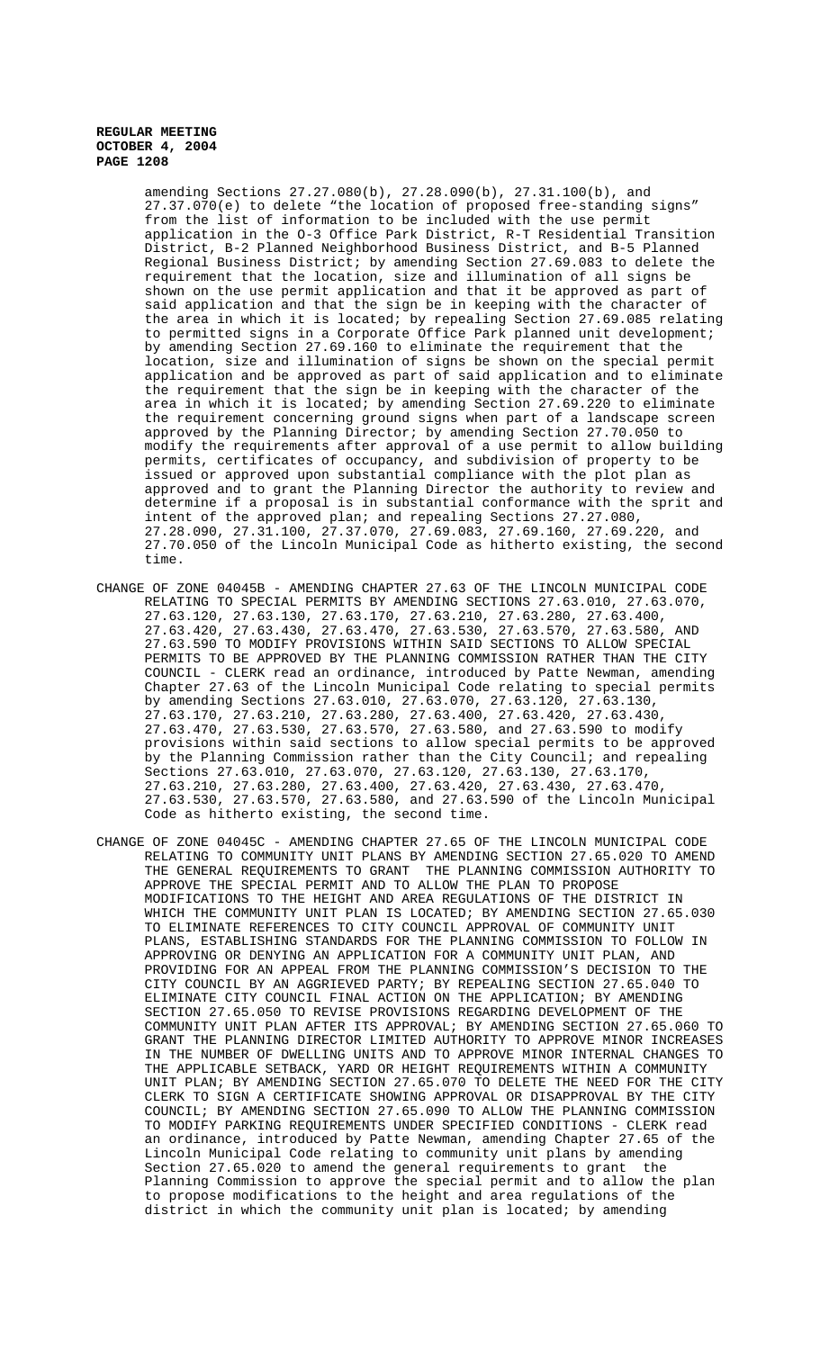amending Sections 27.27.080(b), 27.28.090(b), 27.31.100(b), and 27.37.070(e) to delete "the location of proposed free-standing signs" from the list of information to be included with the use permit application in the O-3 Office Park District, R-T Residential Transition District, B-2 Planned Neighborhood Business District, and B-5 Planned Regional Business District; by amending Section 27.69.083 to delete the requirement that the location, size and illumination of all signs be shown on the use permit application and that it be approved as part of said application and that the sign be in keeping with the character of the area in which it is located; by repealing Section 27.69.085 relating to permitted signs in a Corporate Office Park planned unit development; by amending Section 27.69.160 to eliminate the requirement that the location, size and illumination of signs be shown on the special permit application and be approved as part of said application and to eliminate the requirement that the sign be in keeping with the character of the area in which it is located; by amending Section 27.69.220 to eliminate the requirement concerning ground signs when part of a landscape screen approved by the Planning Director; by amending Section 27.70.050 to modify the requirements after approval of a use permit to allow building permits, certificates of occupancy, and subdivision of property to be issued or approved upon substantial compliance with the plot plan as approved and to grant the Planning Director the authority to review and determine if a proposal is in substantial conformance with the sprit and intent of the approved plan; and repealing Sections 27.27.080, 27.28.090, 27.31.100, 27.37.070, 27.69.083, 27.69.160, 27.69.220, and 27.70.050 of the Lincoln Municipal Code as hitherto existing, the second time.

CHANGE OF ZONE 04045B - AMENDING CHAPTER 27.63 OF THE LINCOLN MUNICIPAL CODE RELATING TO SPECIAL PERMITS BY AMENDING SECTIONS 27.63.010, 27.63.070, 27.63.120, 27.63.130, 27.63.170, 27.63.210, 27.63.280, 27.63.400, 27.63.420, 27.63.430, 27.63.470, 27.63.530, 27.63.570, 27.63.580, AND 27.63.590 TO MODIFY PROVISIONS WITHIN SAID SECTIONS TO ALLOW SPECIAL PERMITS TO BE APPROVED BY THE PLANNING COMMISSION RATHER THAN THE CITY COUNCIL - CLERK read an ordinance, introduced by Patte Newman, amending Chapter 27.63 of the Lincoln Municipal Code relating to special permits by amending Sections 27.63.010, 27.63.070, 27.63.120, 27.63.130, 27.63.170, 27.63.210, 27.63.280, 27.63.400, 27.63.420, 27.63.430, 27.63.470, 27.63.530, 27.63.570, 27.63.580, and 27.63.590 to modify provisions within said sections to allow special permits to be approved by the Planning Commission rather than the City Council; and repealing Sections 27.63.010, 27.63.070, 27.63.120, 27.63.130, 27.63.170, 27.63.210, 27.63.280, 27.63.400, 27.63.420, 27.63.430, 27.63.470, 27.63.530, 27.63.570, 27.63.580, and 27.63.590 of the Lincoln Municipal Code as hitherto existing, the second time.

CHANGE OF ZONE 04045C - AMENDING CHAPTER 27.65 OF THE LINCOLN MUNICIPAL CODE RELATING TO COMMUNITY UNIT PLANS BY AMENDING SECTION 27.65.020 TO AMEND THE GENERAL REQUIREMENTS TO GRANT THE PLANNING COMMISSION AUTHORITY TO APPROVE THE SPECIAL PERMIT AND TO ALLOW THE PLAN TO PROPOSE MODIFICATIONS TO THE HEIGHT AND AREA REGULATIONS OF THE DISTRICT IN WHICH THE COMMUNITY UNIT PLAN IS LOCATED; BY AMENDING SECTION 27.65.030 TO ELIMINATE REFERENCES TO CITY COUNCIL APPROVAL OF COMMUNITY UNIT PLANS, ESTABLISHING STANDARDS FOR THE PLANNING COMMISSION TO FOLLOW IN APPROVING OR DENYING AN APPLICATION FOR A COMMUNITY UNIT PLAN, AND PROVIDING FOR AN APPEAL FROM THE PLANNING COMMISSION'S DECISION TO THE CITY COUNCIL BY AN AGGRIEVED PARTY; BY REPEALING SECTION 27.65.040 TO ELIMINATE CITY COUNCIL FINAL ACTION ON THE APPLICATION; BY AMENDING SECTION 27.65.050 TO REVISE PROVISIONS REGARDING DEVELOPMENT OF THE COMMUNITY UNIT PLAN AFTER ITS APPROVAL; BY AMENDING SECTION 27.65.060 TO GRANT THE PLANNING DIRECTOR LIMITED AUTHORITY TO APPROVE MINOR INCREASES IN THE NUMBER OF DWELLING UNITS AND TO APPROVE MINOR INTERNAL CHANGES TO THE APPLICABLE SETBACK, YARD OR HEIGHT REQUIREMENTS WITHIN A COMMUNITY UNIT PLAN; BY AMENDING SECTION 27.65.070 TO DELETE THE NEED FOR THE CITY CLERK TO SIGN A CERTIFICATE SHOWING APPROVAL OR DISAPPROVAL BY THE CITY COUNCIL; BY AMENDING SECTION 27.65.090 TO ALLOW THE PLANNING COMMISSION TO MODIFY PARKING REQUIREMENTS UNDER SPECIFIED CONDITIONS - CLERK read an ordinance, introduced by Patte Newman, amending Chapter 27.65 of the Lincoln Municipal Code relating to community unit plans by amending Section 27.65.020 to amend the general requirements to grant the Planning Commission to approve the special permit and to allow the plan to propose modifications to the height and area regulations of the district in which the community unit plan is located; by amending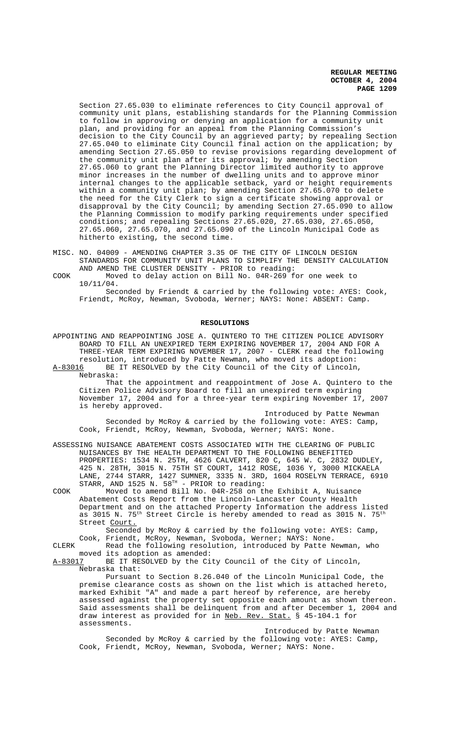Section 27.65.030 to eliminate references to City Council approval of community unit plans, establishing standards for the Planning Commission to follow in approving or denying an application for a community unit plan, and providing for an appeal from the Planning Commission's decision to the City Council by an aggrieved party; by repealing Section 27.65.040 to eliminate City Council final action on the application; by amending Section 27.65.050 to revise provisions regarding development of the community unit plan after its approval; by amending Section 27.65.060 to grant the Planning Director limited authority to approve minor increases in the number of dwelling units and to approve minor internal changes to the applicable setback, yard or height requirements within a community unit plan; by amending Section 27.65.070 to delete the need for the City Clerk to sign a certificate showing approval or disapproval by the City Council; by amending Section 27.65.090 to allow the Planning Commission to modify parking requirements under specified conditions; and repealing Sections 27.65.020, 27.65.030, 27.65.050, 27.65.060, 27.65.070, and 27.65.090 of the Lincoln Municipal Code as hitherto existing, the second time.

MISC. NO. 04009 - AMENDING CHAPTER 3.35 OF THE CITY OF LINCOLN DESIGN STANDARDS FOR COMMUNITY UNIT PLANS TO SIMPLIFY THE DENSITY CALCULATION AND AMEND THE CLUSTER DENSITY - PRIOR to reading:

COOK Moved to delay action on Bill No. 04R-269 for one week to 10/11/04.

Seconded by Friendt & carried by the following vote: AYES: Cook, Friendt, McRoy, Newman, Svoboda, Werner; NAYS: None: ABSENT: Camp.

## RESOLUTIONS

APPOINTING AND REAPPOINTING JOSE A. QUINTERO TO THE CITIZEN POLICE ADVISORY BOARD TO FILL AN UNEXPIRED TERM EXPIRING NOVEMBER 17, 2004 AND FOR A THREE-YEAR TERM EXPIRING NOVEMBER 17, 2007 - CLERK read the following resolution, introduced by Patte Newman, who moved its adoption:

A-83016 BE IT RESOLVED by the City Council of the City of Lincoln, Nebraska:

That the appointment and reappointment of Jose A. Quintero to the Citizen Police Advisory Board to fill an unexpired term expiring November 17, 2004 and for a three-year term expiring November 17, 2007 is hereby approved.

Introduced by Patte Newman

Seconded by McRoy & carried by the following vote: AYES: Camp, Cook, Friendt, McRoy, Newman, Svoboda, Werner; NAYS: None.

ASSESSING NUISANCE ABATEMENT COSTS ASSOCIATED WITH THE CLEARING OF PUBLIC NUISANCES BY THE HEALTH DEPARTMENT TO THE FOLLOWING BENEFITTED PROPERTIES: 1534 N. 25TH, 4626 CALVERT, 820 C, 645 W. C, 2832 DUDLEY, 425 N. 28TH, 3015 N. 75TH ST COURT, 1412 ROSE, 1036 Y, 3000 MICKAELA LANE, 2744 STARR, 1427 SUMNER, 3335 N. 3RD, 1604 ROSELYN TERRACE, 6910 STARR, AND 1525 N. 58TH - PRIOR to reading:

COOK Moved to amend Bill No. 04R-258 on the Exhibit A, Nuisance Abatement Costs Report from the Lincoln-Lancaster County Health Department and on the attached Property Information the address listed as 3015 N. 75th Street Circle is hereby amended to read as 3015 N. 75th Street Court.

Seconded by McRoy & carried by the following vote: AYES: Camp, Cook, Friendt, McRoy, Newman, Svoboda, Werner; NAYS: None.

CLERK Read the following resolution, introduced by Patte Newman, who moved its adoption as amended:

A-83017 BE IT RESOLVED by the City Council of the City of Lincoln, Nebraska that:

Pursuant to Section 8.26.040 of the Lincoln Municipal Code, the premise clearance costs as shown on the list which is attached hereto, marked Exhibit "A" and made a part hereof by reference, are hereby assessed against the property set opposite each amount as shown thereon. Said assessments shall be delinquent from and after December 1, 2004 and draw interest as provided for in Neb. Rev. Stat. § 45-104.1 for assessments.

Introduced by Patte Newman

Seconded by McRoy & carried by the following vote: AYES: Camp, Cook, Friendt, McRoy, Newman, Svoboda, Werner; NAYS: None.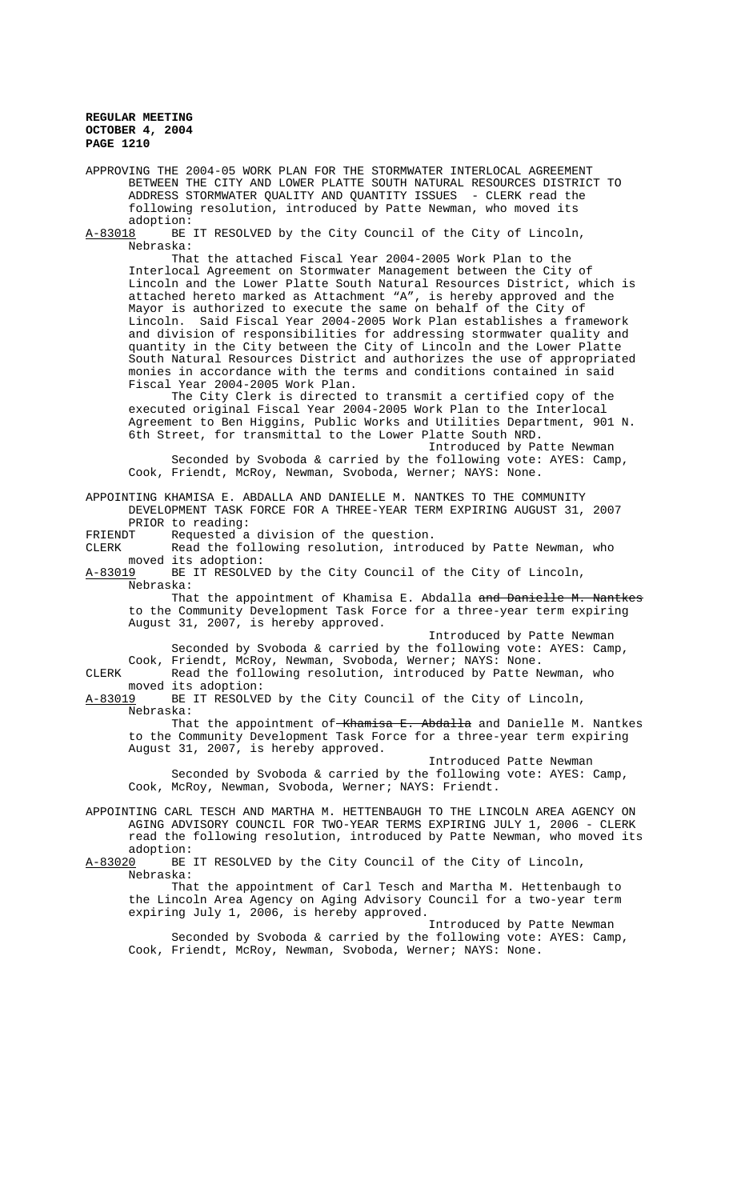APPROVING THE 2004-05 WORK PLAN FOR THE STORMWATER INTERLOCAL AGREEMENT BETWEEN THE CITY AND LOWER PLATTE SOUTH NATURAL RESOURCES DISTRICT TO ADDRESS STORMWATER QUALITY AND QUANTITY ISSUES - CLERK read the following resolution, introduced by Patte Newman, who moved its adoption:

A-83018 BE IT RESOLVED by the City Council of the City of Lincoln, Nebraska:

That the attached Fiscal Year 2004-2005 Work Plan to the Interlocal Agreement on Stormwater Management between the City of Lincoln and the Lower Platte South Natural Resources District, which is attached hereto marked as Attachment "A", is hereby approved and the Mayor is authorized to execute the same on behalf of the City of Lincoln. Said Fiscal Year 2004-2005 Work Plan establishes a framework and division of responsibilities for addressing stormwater quality and quantity in the City between the City of Lincoln and the Lower Platte South Natural Resources District and authorizes the use of appropriated monies in accordance with the terms and conditions contained in said Fiscal Year 2004-2005 Work Plan.

The City Clerk is directed to transmit a certified copy of the executed original Fiscal Year 2004-2005 Work Plan to the Interlocal Agreement to Ben Higgins, Public Works and Utilities Department, 901 N. 6th Street, for transmittal to the Lower Platte South NRD.

Introduced by Patte Newman

Seconded by Svoboda & carried by the following vote: AYES: Camp, Cook, Friendt, McRoy, Newman, Svoboda, Werner; NAYS: None.

APPOINTING KHAMISA E. ABDALLA AND DANIELLE M. NANTKES TO THE COMMUNITY DEVELOPMENT TASK FORCE FOR A THREE-YEAR TERM EXPIRING AUGUST 31, 2007 PRIOR to reading:

FRIENDT Requested a division of the question.

CLERK Read the following resolution, introduced by Patte Newman, who moved its adoption:

A-83019 BE IT RESOLVED by the City Council of the City of Lincoln, Nebraska:

That the appointment of Khamisa E. Abdalla ~~and Danielle M. Nantkes~~ to the Community Development Task Force for a three-year term expiring August 31, 2007, is hereby approved.

Introduced by Patte Newman

Seconded by Svoboda & carried by the following vote: AYES: Camp, Cook, Friendt, McRoy, Newman, Svoboda, Werner; NAYS: None.

CLERK Read the following resolution, introduced by Patte Newman, who moved its adoption:

A-83019 BE IT RESOLVED by the City Council of the City of Lincoln, Nebraska:

That the appointment of ~~Khamisa E. Abdalla~~ and Danielle M. Nantkes to the Community Development Task Force for a three-year term expiring August 31, 2007, is hereby approved.

Introduced Patte Newman

Seconded by Svoboda & carried by the following vote: AYES: Camp, Cook, McRoy, Newman, Svoboda, Werner; NAYS: Friendt.

APPOINTING CARL TESCH AND MARTHA M. HETTENBAUGH TO THE LINCOLN AREA AGENCY ON AGING ADVISORY COUNCIL FOR TWO-YEAR TERMS EXPIRING JULY 1, 2006 - CLERK read the following resolution, introduced by Patte Newman, who moved its adoption:

A-83020 BE IT RESOLVED by the City Council of the City of Lincoln, Nebraska:

That the appointment of Carl Tesch and Martha M. Hettenbaugh to the Lincoln Area Agency on Aging Advisory Council for a two-year term expiring July 1, 2006, is hereby approved.

Introduced by Patte Newman

Seconded by Svoboda & carried by the following vote: AYES: Camp, Cook, Friendt, McRoy, Newman, Svoboda, Werner; NAYS: None.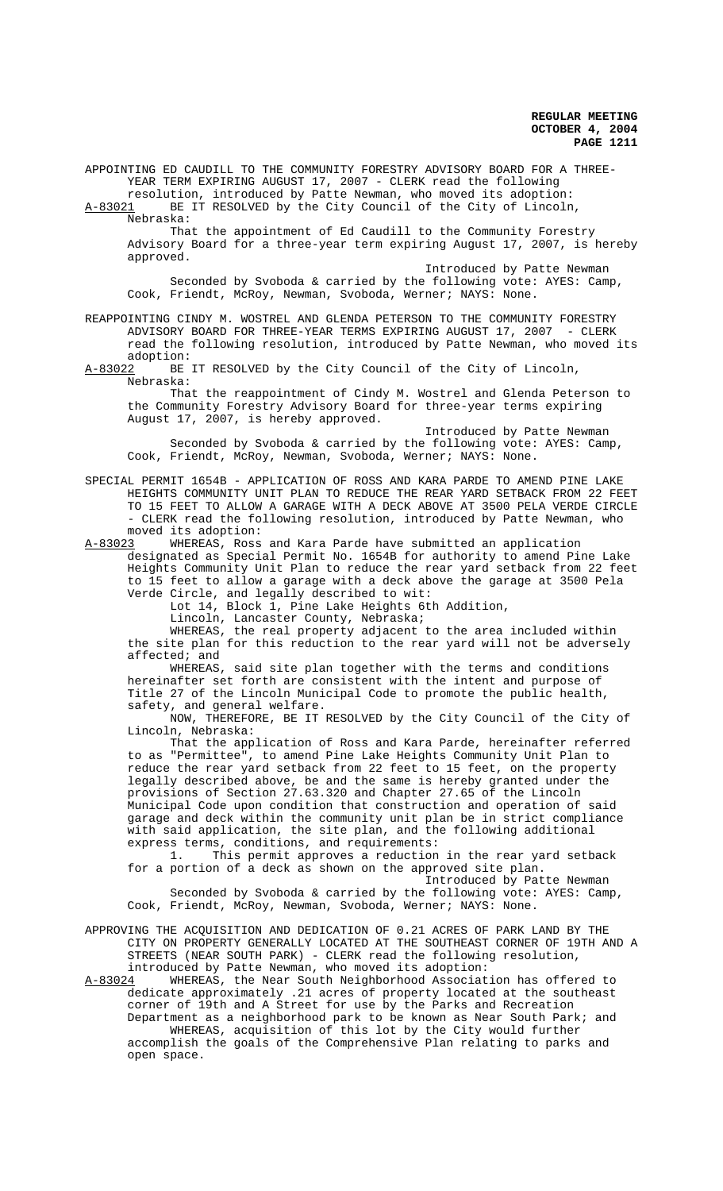APPOINTING ED CAUDILL TO THE COMMUNITY FORESTRY ADVISORY BOARD FOR A THREE-YEAR TERM EXPIRING AUGUST 17, 2007 - CLERK read the following resolution, introduced by Patte Newman, who moved its adoption:

A-83021 BE IT RESOLVED by the City Council of the City of Lincoln, Nebraska:

That the appointment of Ed Caudill to the Community Forestry Advisory Board for a three-year term expiring August 17, 2007, is hereby approved.

Introduced by Patte Newman

Seconded by Svoboda & carried by the following vote: AYES: Camp, Cook, Friendt, McRoy, Newman, Svoboda, Werner; NAYS: None.

REAPPOINTING CINDY M. WOSTREL AND GLENDA PETERSON TO THE COMMUNITY FORESTRY ADVISORY BOARD FOR THREE-YEAR TERMS EXPIRING AUGUST 17, 2007 - CLERK read the following resolution, introduced by Patte Newman, who moved its adoption:

A-83022 BE IT RESOLVED by the City Council of the City of Lincoln, Nebraska:

That the reappointment of Cindy M. Wostrel and Glenda Peterson to the Community Forestry Advisory Board for three-year terms expiring August 17, 2007, is hereby approved.

Introduced by Patte Newman

Seconded by Svoboda & carried by the following vote: AYES: Camp, Cook, Friendt, McRoy, Newman, Svoboda, Werner; NAYS: None.

SPECIAL PERMIT 1654B - APPLICATION OF ROSS AND KARA PARDE TO AMEND PINE LAKE HEIGHTS COMMUNITY UNIT PLAN TO REDUCE THE REAR YARD SETBACK FROM 22 FEET TO 15 FEET TO ALLOW A GARAGE WITH A DECK ABOVE AT 3500 PELA VERDE CIRCLE - CLERK read the following resolution, introduced by Patte Newman, who moved its adoption:

A-83023 WHEREAS, Ross and Kara Parde have submitted an application designated as Special Permit No. 1654B for authority to amend Pine Lake Heights Community Unit Plan to reduce the rear yard setback from 22 feet to 15 feet to allow a garage with a deck above the garage at 3500 Pela Verde Circle, and legally described to wit:

Lot 14, Block 1, Pine Lake Heights 6th Addition,
Lincoln, Lancaster County, Nebraska;

WHEREAS, the real property adjacent to the area included within the site plan for this reduction to the rear yard will not be adversely affected; and

WHEREAS, said site plan together with the terms and conditions hereinafter set forth are consistent with the intent and purpose of Title 27 of the Lincoln Municipal Code to promote the public health, safety, and general welfare.

NOW, THEREFORE, BE IT RESOLVED by the City Council of the City of Lincoln, Nebraska:

That the application of Ross and Kara Parde, hereinafter referred to as "Permittee", to amend Pine Lake Heights Community Unit Plan to reduce the rear yard setback from 22 feet to 15 feet, on the property legally described above, be and the same is hereby granted under the provisions of Section 27.63.320 and Chapter 27.65 of the Lincoln Municipal Code upon condition that construction and operation of said garage and deck within the community unit plan be in strict compliance with said application, the site plan, and the following additional express terms, conditions, and requirements:

1. This permit approves a reduction in the rear yard setback for a portion of a deck as shown on the approved site plan.

Introduced by Patte Newman

Seconded by Svoboda & carried by the following vote: AYES: Camp, Cook, Friendt, McRoy, Newman, Svoboda, Werner; NAYS: None.

APPROVING THE ACQUISITION AND DEDICATION OF 0.21 ACRES OF PARK LAND BY THE CITY ON PROPERTY GENERALLY LOCATED AT THE SOUTHEAST CORNER OF 19TH AND A STREETS (NEAR SOUTH PARK) - CLERK read the following resolution, introduced by Patte Newman, who moved its adoption:

A-83024 WHEREAS, the Near South Neighborhood Association has offered to dedicate approximately .21 acres of property located at the southeast corner of 19th and A Street for use by the Parks and Recreation Department as a neighborhood park to be known as Near South Park; and

WHEREAS, acquisition of this lot by the City would further accomplish the goals of the Comprehensive Plan relating to parks and open space.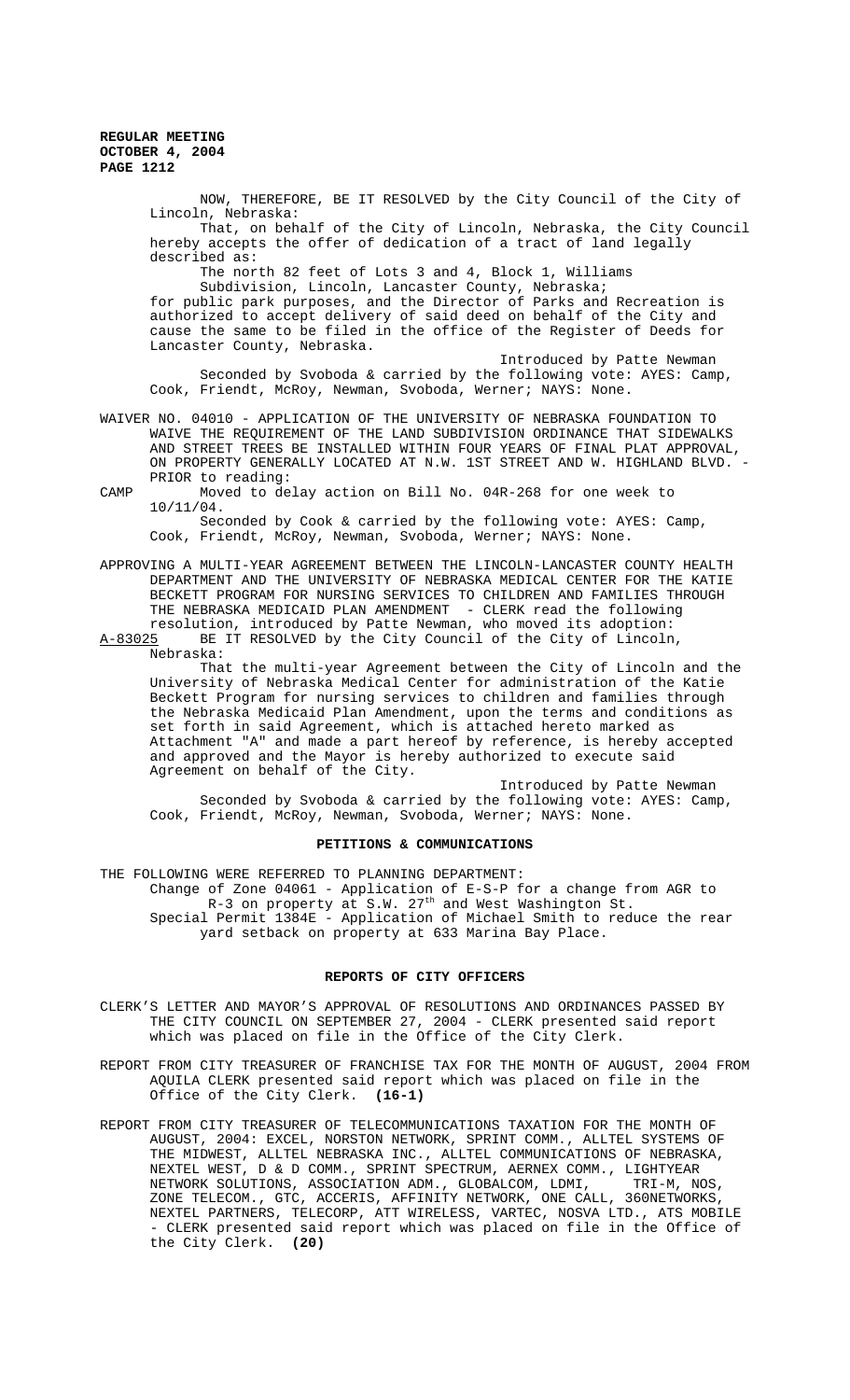NOW, THEREFORE, BE IT RESOLVED by the City Council of the City of Lincoln, Nebraska:

That, on behalf of the City of Lincoln, Nebraska, the City Council hereby accepts the offer of dedication of a tract of land legally described as:

The north 82 feet of Lots 3 and 4, Block 1, Williams Subdivision, Lincoln, Lancaster County, Nebraska;

for public park purposes, and the Director of Parks and Recreation is authorized to accept delivery of said deed on behalf of the City and cause the same to be filed in the office of the Register of Deeds for Lancaster County, Nebraska.

Introduced by Patte Newman

Seconded by Svoboda & carried by the following vote: AYES: Camp, Cook, Friendt, McRoy, Newman, Svoboda, Werner; NAYS: None.

WAIVER NO. 04010 - APPLICATION OF THE UNIVERSITY OF NEBRASKA FOUNDATION TO WAIVE THE REQUIREMENT OF THE LAND SUBDIVISION ORDINANCE THAT SIDEWALKS AND STREET TREES BE INSTALLED WITHIN FOUR YEARS OF FINAL PLAT APPROVAL, ON PROPERTY GENERALLY LOCATED AT N.W. 1ST STREET AND W. HIGHLAND BLVD. - PRIOR to reading:

CAMP Moved to delay action on Bill No. 04R-268 for one week to 10/11/04.

Seconded by Cook & carried by the following vote: AYES: Camp, Cook, Friendt, McRoy, Newman, Svoboda, Werner; NAYS: None.

APPROVING A MULTI-YEAR AGREEMENT BETWEEN THE LINCOLN-LANCASTER COUNTY HEALTH DEPARTMENT AND THE UNIVERSITY OF NEBRASKA MEDICAL CENTER FOR THE KATIE BECKETT PROGRAM FOR NURSING SERVICES TO CHILDREN AND FAMILIES THROUGH THE NEBRASKA MEDICAID PLAN AMENDMENT - CLERK read the following resolution, introduced by Patte Newman, who moved its adoption:

A-83025 BE IT RESOLVED by the City Council of the City of Lincoln, Nebraska:

That the multi-year Agreement between the City of Lincoln and the University of Nebraska Medical Center for administration of the Katie Beckett Program for nursing services to children and families through the Nebraska Medicaid Plan Amendment, upon the terms and conditions as set forth in said Agreement, which is attached hereto marked as Attachment "A" and made a part hereof by reference, is hereby accepted and approved and the Mayor is hereby authorized to execute said Agreement on behalf of the City.

Introduced by Patte Newman

Seconded by Svoboda & carried by the following vote: AYES: Camp, Cook, Friendt, McRoy, Newman, Svoboda, Werner; NAYS: None.

## PETITIONS & COMMUNICATIONS

THE FOLLOWING WERE REFERRED TO PLANNING DEPARTMENT:

Change of Zone 04061 - Application of E-S-P for a change from AGR to R-3 on property at S.W. 27th and West Washington St.

Special Permit 1384E - Application of Michael Smith to reduce the rear yard setback on property at 633 Marina Bay Place.

## REPORTS OF CITY OFFICERS

CLERK'S LETTER AND MAYOR'S APPROVAL OF RESOLUTIONS AND ORDINANCES PASSED BY THE CITY COUNCIL ON SEPTEMBER 27, 2004 - CLERK presented said report which was placed on file in the Office of the City Clerk.

REPORT FROM CITY TREASURER OF FRANCHISE TAX FOR THE MONTH OF AUGUST, 2004 FROM AQUILA CLERK presented said report which was placed on file in the Office of the City Clerk. **(16-1)**

REPORT FROM CITY TREASURER OF TELECOMMUNICATIONS TAXATION FOR THE MONTH OF AUGUST, 2004: EXCEL, NORSTON NETWORK, SPRINT COMM., ALLTEL SYSTEMS OF THE MIDWEST, ALLTEL NEBRASKA INC., ALLTEL COMMUNICATIONS OF NEBRASKA, NEXTEL WEST, D & D COMM., SPRINT SPECTRUM, AERNEX COMM., LIGHTYEAR NETWORK SOLUTIONS, ASSOCIATION ADM., GLOBALCOM, LDMI, TRI-M, NOS, ZONE TELECOM., GTC, ACCERIS, AFFINITY NETWORK, ONE CALL, 360NETWORKS, NEXTEL PARTNERS, TELECORP, ATT WIRELESS, VARTEC, NOSVA LTD., ATS MOBILE - CLERK presented said report which was placed on file in the Office of the City Clerk. **(20)**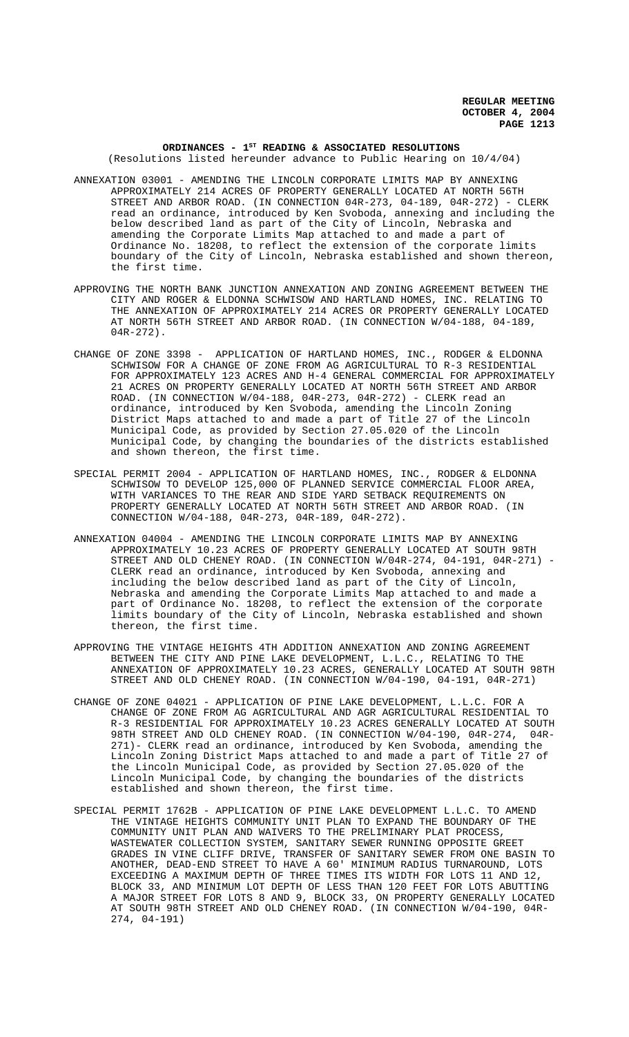## ORDINANCES - 1ST READING & ASSOCIATED RESOLUTIONS

(Resolutions listed hereunder advance to Public Hearing on 10/4/04)

ANNEXATION 03001 - AMENDING THE LINCOLN CORPORATE LIMITS MAP BY ANNEXING APPROXIMATELY 214 ACRES OF PROPERTY GENERALLY LOCATED AT NORTH 56TH STREET AND ARBOR ROAD. (IN CONNECTION 04R-273, 04-189, 04R-272) - CLERK read an ordinance, introduced by Ken Svoboda, annexing and including the below described land as part of the City of Lincoln, Nebraska and amending the Corporate Limits Map attached to and made a part of Ordinance No. 18208, to reflect the extension of the corporate limits boundary of the City of Lincoln, Nebraska established and shown thereon, the first time.

APPROVING THE NORTH BANK JUNCTION ANNEXATION AND ZONING AGREEMENT BETWEEN THE CITY AND ROGER & ELDONNA SCHWISOW AND HARTLAND HOMES, INC. RELATING TO THE ANNEXATION OF APPROXIMATELY 214 ACRES OR PROPERTY GENERALLY LOCATED AT NORTH 56TH STREET AND ARBOR ROAD. (IN CONNECTION W/04-188, 04-189, 04R-272).

CHANGE OF ZONE 3398 - APPLICATION OF HARTLAND HOMES, INC., RODGER & ELDONNA SCHWISOW FOR A CHANGE OF ZONE FROM AG AGRICULTURAL TO R-3 RESIDENTIAL FOR APPROXIMATELY 123 ACRES AND H-4 GENERAL COMMERCIAL FOR APPROXIMATELY 21 ACRES ON PROPERTY GENERALLY LOCATED AT NORTH 56TH STREET AND ARBOR ROAD. (IN CONNECTION W/04-188, 04R-273, 04R-272) - CLERK read an ordinance, introduced by Ken Svoboda, amending the Lincoln Zoning District Maps attached to and made a part of Title 27 of the Lincoln Municipal Code, as provided by Section 27.05.020 of the Lincoln Municipal Code, by changing the boundaries of the districts established and shown thereon, the first time.

SPECIAL PERMIT 2004 - APPLICATION OF HARTLAND HOMES, INC., RODGER & ELDONNA SCHWISOW TO DEVELOP 125,000 OF PLANNED SERVICE COMMERCIAL FLOOR AREA, WITH VARIANCES TO THE REAR AND SIDE YARD SETBACK REQUIREMENTS ON PROPERTY GENERALLY LOCATED AT NORTH 56TH STREET AND ARBOR ROAD. (IN CONNECTION W/04-188, 04R-273, 04R-189, 04R-272).

ANNEXATION 04004 - AMENDING THE LINCOLN CORPORATE LIMITS MAP BY ANNEXING APPROXIMATELY 10.23 ACRES OF PROPERTY GENERALLY LOCATED AT SOUTH 98TH STREET AND OLD CHENEY ROAD. (IN CONNECTION W/04R-274, 04-191, 04R-271) - CLERK read an ordinance, introduced by Ken Svoboda, annexing and including the below described land as part of the City of Lincoln, Nebraska and amending the Corporate Limits Map attached to and made a part of Ordinance No. 18208, to reflect the extension of the corporate limits boundary of the City of Lincoln, Nebraska established and shown thereon, the first time.

APPROVING THE VINTAGE HEIGHTS 4TH ADDITION ANNEXATION AND ZONING AGREEMENT BETWEEN THE CITY AND PINE LAKE DEVELOPMENT, L.L.C., RELATING TO THE ANNEXATION OF APPROXIMATELY 10.23 ACRES, GENERALLY LOCATED AT SOUTH 98TH STREET AND OLD CHENEY ROAD. (IN CONNECTION W/04-190, 04-191, 04R-271)

CHANGE OF ZONE 04021 - APPLICATION OF PINE LAKE DEVELOPMENT, L.L.C. FOR A CHANGE OF ZONE FROM AG AGRICULTURAL AND AGR AGRICULTURAL RESIDENTIAL TO R-3 RESIDENTIAL FOR APPROXIMATELY 10.23 ACRES GENERALLY LOCATED AT SOUTH 98TH STREET AND OLD CHENEY ROAD. (IN CONNECTION W/04-190, 04R-274, 04R-271)- CLERK read an ordinance, introduced by Ken Svoboda, amending the Lincoln Zoning District Maps attached to and made a part of Title 27 of the Lincoln Municipal Code, as provided by Section 27.05.020 of the Lincoln Municipal Code, by changing the boundaries of the districts established and shown thereon, the first time.

SPECIAL PERMIT 1762B - APPLICATION OF PINE LAKE DEVELOPMENT L.L.C. TO AMEND THE VINTAGE HEIGHTS COMMUNITY UNIT PLAN TO EXPAND THE BOUNDARY OF THE COMMUNITY UNIT PLAN AND WAIVERS TO THE PRELIMINARY PLAT PROCESS, WASTEWATER COLLECTION SYSTEM, SANITARY SEWER RUNNING OPPOSITE GREET GRADES IN VINE CLIFF DRIVE, TRANSFER OF SANITARY SEWER FROM ONE BASIN TO ANOTHER, DEAD-END STREET TO HAVE A 60' MINIMUM RADIUS TURNAROUND, LOTS EXCEEDING A MAXIMUM DEPTH OF THREE TIMES ITS WIDTH FOR LOTS 11 AND 12, BLOCK 33, AND MINIMUM LOT DEPTH OF LESS THAN 120 FEET FOR LOTS ABUTTING A MAJOR STREET FOR LOTS 8 AND 9, BLOCK 33, ON PROPERTY GENERALLY LOCATED AT SOUTH 98TH STREET AND OLD CHENEY ROAD. (IN CONNECTION W/04-190, 04R-274, 04-191)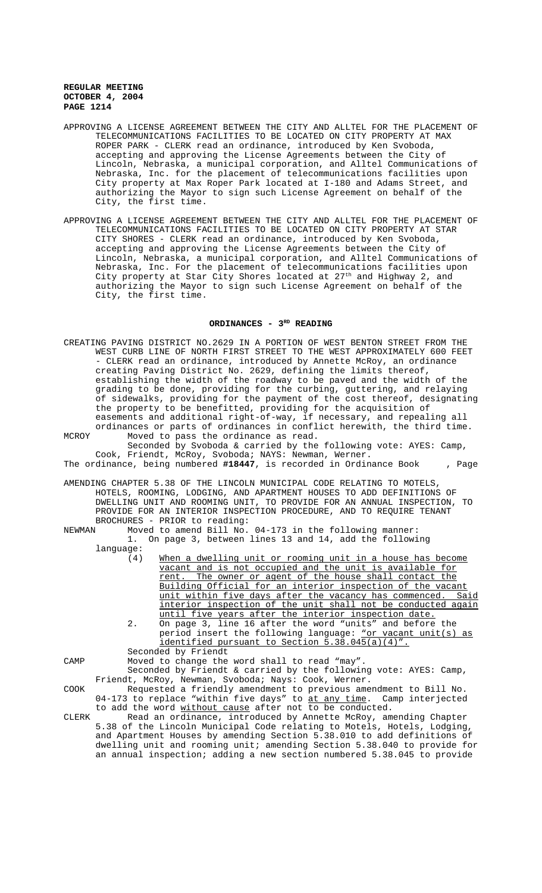APPROVING A LICENSE AGREEMENT BETWEEN THE CITY AND ALLTEL FOR THE PLACEMENT OF TELECOMMUNICATIONS FACILITIES TO BE LOCATED ON CITY PROPERTY AT MAX ROPER PARK - CLERK read an ordinance, introduced by Ken Svoboda, accepting and approving the License Agreements between the City of Lincoln, Nebraska, a municipal corporation, and Alltel Communications of Nebraska, Inc. for the placement of telecommunications facilities upon City property at Max Roper Park located at I-180 and Adams Street, and authorizing the Mayor to sign such License Agreement on behalf of the City, the first time.

APPROVING A LICENSE AGREEMENT BETWEEN THE CITY AND ALLTEL FOR THE PLACEMENT OF TELECOMMUNICATIONS FACILITIES TO BE LOCATED ON CITY PROPERTY AT STAR CITY SHORES - CLERK read an ordinance, introduced by Ken Svoboda, accepting and approving the License Agreements between the City of Lincoln, Nebraska, a municipal corporation, and Alltel Communications of Nebraska, Inc. For the placement of telecommunications facilities upon City property at Star City Shores located at 27th and Highway 2, and authorizing the Mayor to sign such License Agreement on behalf of the City, the first time.

## ORDINANCES - 3RD READING

CREATING PAVING DISTRICT NO.2629 IN A PORTION OF WEST BENTON STREET FROM THE WEST CURB LINE OF NORTH FIRST STREET TO THE WEST APPROXIMATELY 600 FEET - CLERK read an ordinance, introduced by Annette McRoy, an ordinance creating Paving District No. 2629, defining the limits thereof, establishing the width of the roadway to be paved and the width of the grading to be done, providing for the curbing, guttering, and relaying of sidewalks, providing for the payment of the cost thereof, designating the property to be benefitted, providing for the acquisition of easements and additional right-of-way, if necessary, and repealing all ordinances or parts of ordinances in conflict herewith, the third time.

MCROY Moved to pass the ordinance as read.

Seconded by Svoboda & carried by the following vote: AYES: Camp, Cook, Friendt, McRoy, Svoboda; NAYS: Newman, Werner.

The ordinance, being numbered **#18447**, is recorded in Ordinance Book , Page

AMENDING CHAPTER 5.38 OF THE LINCOLN MUNICIPAL CODE RELATING TO MOTELS, HOTELS, ROOMING, LODGING, AND APARTMENT HOUSES TO ADD DEFINITIONS OF DWELLING UNIT AND ROOMING UNIT, TO PROVIDE FOR AN ANNUAL INSPECTION, TO PROVIDE FOR AN INTERIOR INSPECTION PROCEDURE, AND TO REQUIRE TENANT BROCHURES - PRIOR to reading:

NEWMAN Moved to amend Bill No. 04-173 in the following manner:

1. On page 3, between lines 13 and 14, add the following language:

   (4) When a dwelling unit or rooming unit in a house has become vacant and is not occupied and the unit is available for rent. The owner or agent of the house shall contact the Building Official for an interior inspection of the vacant unit within five days after the vacancy has commenced. Said interior inspection of the unit shall not be conducted again until five years after the interior inspection date.

2. On page 3, line 16 after the word "units" and before the period insert the following language: "or vacant unit(s) as identified pursuant to Section 5.38.045(a)(4)".

Seconded by Friendt

CAMP Moved to change the word shall to read "may".

Seconded by Friendt & carried by the following vote: AYES: Camp, Friendt, McRoy, Newman, Svoboda; Nays: Cook, Werner.

COOK Requested a friendly amendment to previous amendment to Bill No. 04-173 to replace "within five days" to at any time. Camp interjected to add the word without cause after not to be conducted.

CLERK Read an ordinance, introduced by Annette McRoy, amending Chapter 5.38 of the Lincoln Municipal Code relating to Motels, Hotels, Lodging, and Apartment Houses by amending Section 5.38.010 to add definitions of dwelling unit and rooming unit; amending Section 5.38.040 to provide for an annual inspection; adding a new section numbered 5.38.045 to provide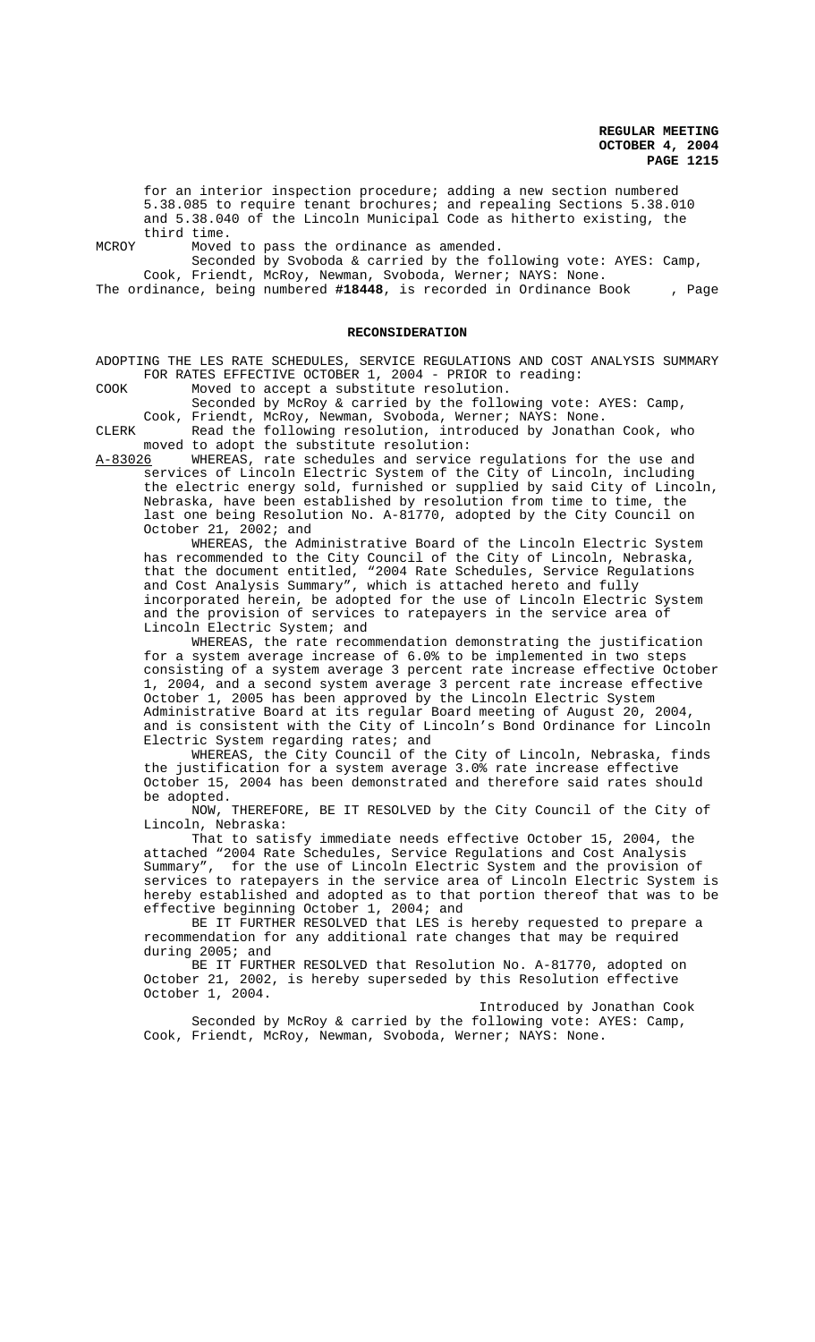for an interior inspection procedure; adding a new section numbered 5.38.085 to require tenant brochures; and repealing Sections 5.38.010 and 5.38.040 of the Lincoln Municipal Code as hitherto existing, the third time.

MCROY Moved to pass the ordinance as amended.

Seconded by Svoboda & carried by the following vote: AYES: Camp, Cook, Friendt, McRoy, Newman, Svoboda, Werner; NAYS: None.

The ordinance, being numbered **#18448**, is recorded in Ordinance Book , Page

## RECONSIDERATION

ADOPTING THE LES RATE SCHEDULES, SERVICE REGULATIONS AND COST ANALYSIS SUMMARY FOR RATES EFFECTIVE OCTOBER 1, 2004 - PRIOR to reading:

COOK Moved to accept a substitute resolution.

Seconded by McRoy & carried by the following vote: AYES: Camp, Cook, Friendt, McRoy, Newman, Svoboda, Werner; NAYS: None.

CLERK Read the following resolution, introduced by Jonathan Cook, who moved to adopt the substitute resolution:

A-83026 WHEREAS, rate schedules and service regulations for the use and services of Lincoln Electric System of the City of Lincoln, including the electric energy sold, furnished or supplied by said City of Lincoln, Nebraska, have been established by resolution from time to time, the last one being Resolution No. A-81770, adopted by the City Council on October 21, 2002; and

WHEREAS, the Administrative Board of the Lincoln Electric System has recommended to the City Council of the City of Lincoln, Nebraska, that the document entitled, "2004 Rate Schedules, Service Regulations and Cost Analysis Summary", which is attached hereto and fully incorporated herein, be adopted for the use of Lincoln Electric System and the provision of services to ratepayers in the service area of Lincoln Electric System; and

WHEREAS, the rate recommendation demonstrating the justification for a system average increase of 6.0% to be implemented in two steps consisting of a system average 3 percent rate increase effective October 1, 2004, and a second system average 3 percent rate increase effective October 1, 2005 has been approved by the Lincoln Electric System Administrative Board at its regular Board meeting of August 20, 2004, and is consistent with the City of Lincoln's Bond Ordinance for Lincoln Electric System regarding rates; and

WHEREAS, the City Council of the City of Lincoln, Nebraska, finds the justification for a system average 3.0% rate increase effective October 15, 2004 has been demonstrated and therefore said rates should be adopted.

NOW, THEREFORE, BE IT RESOLVED by the City Council of the City of Lincoln, Nebraska:

That to satisfy immediate needs effective October 15, 2004, the attached "2004 Rate Schedules, Service Regulations and Cost Analysis Summary", for the use of Lincoln Electric System and the provision of services to ratepayers in the service area of Lincoln Electric System is hereby established and adopted as to that portion thereof that was to be effective beginning October 1, 2004; and

BE IT FURTHER RESOLVED that LES is hereby requested to prepare a recommendation for any additional rate changes that may be required during 2005; and

BE IT FURTHER RESOLVED that Resolution No. A-81770, adopted on October 21, 2002, is hereby superseded by this Resolution effective October 1, 2004.

Introduced by Jonathan Cook

Seconded by McRoy & carried by the following vote: AYES: Camp, Cook, Friendt, McRoy, Newman, Svoboda, Werner; NAYS: None.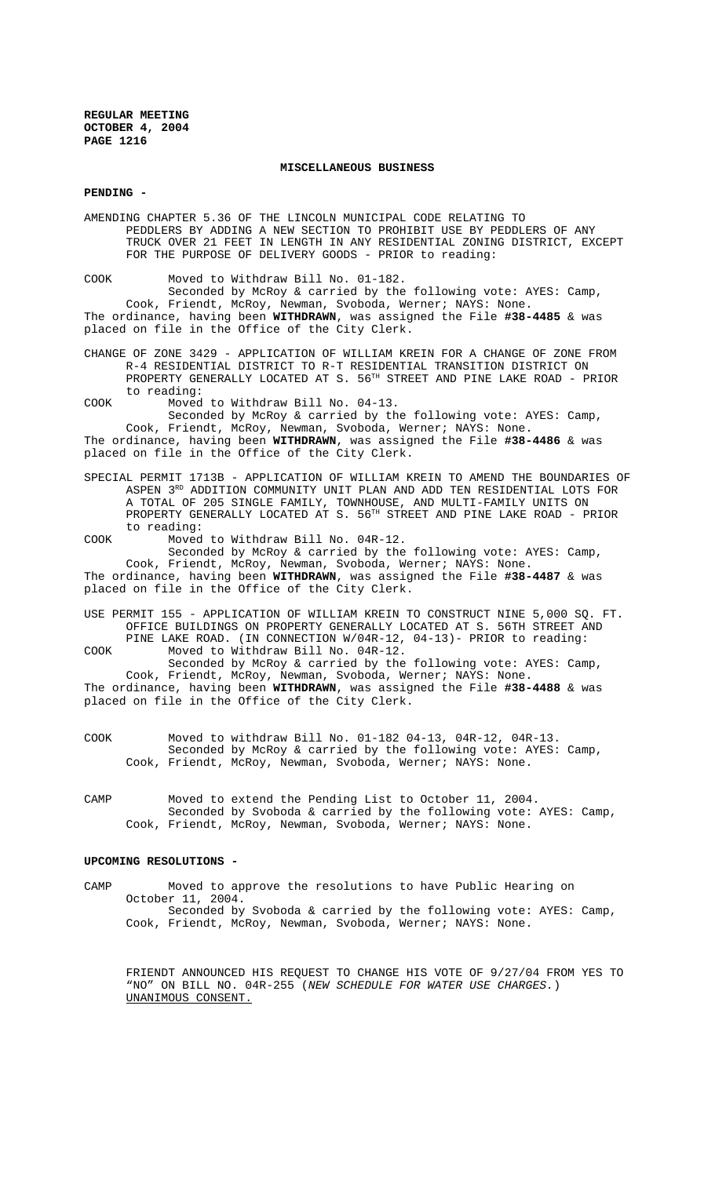**MISCELLANEOUS BUSINESS**

**PENDING -**

AMENDING CHAPTER 5.36 OF THE LINCOLN MUNICIPAL CODE RELATING TO PEDDLERS BY ADDING A NEW SECTION TO PROHIBIT USE BY PEDDLERS OF ANY TRUCK OVER 21 FEET IN LENGTH IN ANY RESIDENTIAL ZONING DISTRICT, EXCEPT FOR THE PURPOSE OF DELIVERY GOODS - PRIOR to reading:

COOK Moved to Withdraw Bill No. 01-182.
Seconded by McRoy & carried by the following vote: AYES: Camp, Cook, Friendt, McRoy, Newman, Svoboda, Werner; NAYS: None.

The ordinance, having been **WITHDRAWN**, was assigned the File **#38-4485** & was placed on file in the Office of the City Clerk.

CHANGE OF ZONE 3429 - APPLICATION OF WILLIAM KREIN FOR A CHANGE OF ZONE FROM R-4 RESIDENTIAL DISTRICT TO R-T RESIDENTIAL TRANSITION DISTRICT ON PROPERTY GENERALLY LOCATED AT S. 56TH STREET AND PINE LAKE ROAD - PRIOR to reading:

COOK Moved to Withdraw Bill No. 04-13.
Seconded by McRoy & carried by the following vote: AYES: Camp, Cook, Friendt, McRoy, Newman, Svoboda, Werner; NAYS: None.

The ordinance, having been **WITHDRAWN**, was assigned the File **#38-4486** & was placed on file in the Office of the City Clerk.

SPECIAL PERMIT 1713B - APPLICATION OF WILLIAM KREIN TO AMEND THE BOUNDARIES OF ASPEN 3RD ADDITION COMMUNITY UNIT PLAN AND ADD TEN RESIDENTIAL LOTS FOR A TOTAL OF 205 SINGLE FAMILY, TOWNHOUSE, AND MULTI-FAMILY UNITS ON PROPERTY GENERALLY LOCATED AT S. 56TH STREET AND PINE LAKE ROAD - PRIOR to reading:

COOK Moved to Withdraw Bill No. 04R-12.
Seconded by McRoy & carried by the following vote: AYES: Camp, Cook, Friendt, McRoy, Newman, Svoboda, Werner; NAYS: None.

The ordinance, having been **WITHDRAWN**, was assigned the File **#38-4487** & was placed on file in the Office of the City Clerk.

USE PERMIT 155 - APPLICATION OF WILLIAM KREIN TO CONSTRUCT NINE 5,000 SQ. FT. OFFICE BUILDINGS ON PROPERTY GENERALLY LOCATED AT S. 56TH STREET AND PINE LAKE ROAD. (IN CONNECTION W/04R-12, 04-13)- PRIOR to reading:

COOK Moved to Withdraw Bill No. 04R-12.
Seconded by McRoy & carried by the following vote: AYES: Camp, Cook, Friendt, McRoy, Newman, Svoboda, Werner; NAYS: None.

The ordinance, having been **WITHDRAWN**, was assigned the File **#38-4488** & was placed on file in the Office of the City Clerk.

COOK Moved to withdraw Bill No. 01-182 04-13, 04R-12, 04R-13.
Seconded by McRoy & carried by the following vote: AYES: Camp, Cook, Friendt, McRoy, Newman, Svoboda, Werner; NAYS: None.

CAMP Moved to extend the Pending List to October 11, 2004.
Seconded by Svoboda & carried by the following vote: AYES: Camp, Cook, Friendt, McRoy, Newman, Svoboda, Werner; NAYS: None.

**UPCOMING RESOLUTIONS -**

CAMP Moved to approve the resolutions to have Public Hearing on October 11, 2004.
Seconded by Svoboda & carried by the following vote: AYES: Camp, Cook, Friendt, McRoy, Newman, Svoboda, Werner; NAYS: None.

FRIENDT ANNOUNCED HIS REQUEST TO CHANGE HIS VOTE OF 9/27/04 FROM YES TO "NO" ON BILL NO. 04R-255 (*NEW SCHEDULE FOR WATER USE CHARGES.*) UNANIMOUS CONSENT.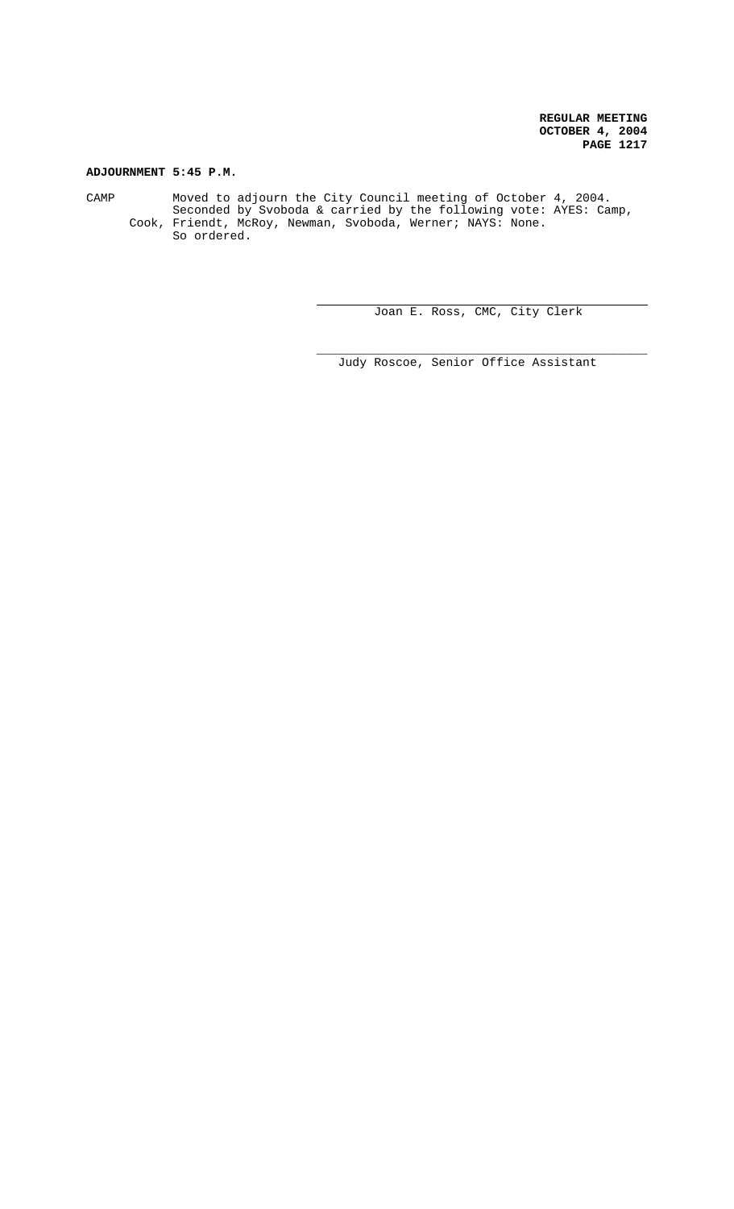**ADJOURNMENT 5:45 P.M.**

CAMP Moved to adjourn the City Council meeting of October 4, 2004.
Seconded by Svoboda & carried by the following vote: AYES: Camp, Cook, Friendt, McRoy, Newman, Svoboda, Werner; NAYS: None.
So ordered.

---

Joan E. Ross, CMC, City Clerk

---

Judy Roscoe, Senior Office Assistant